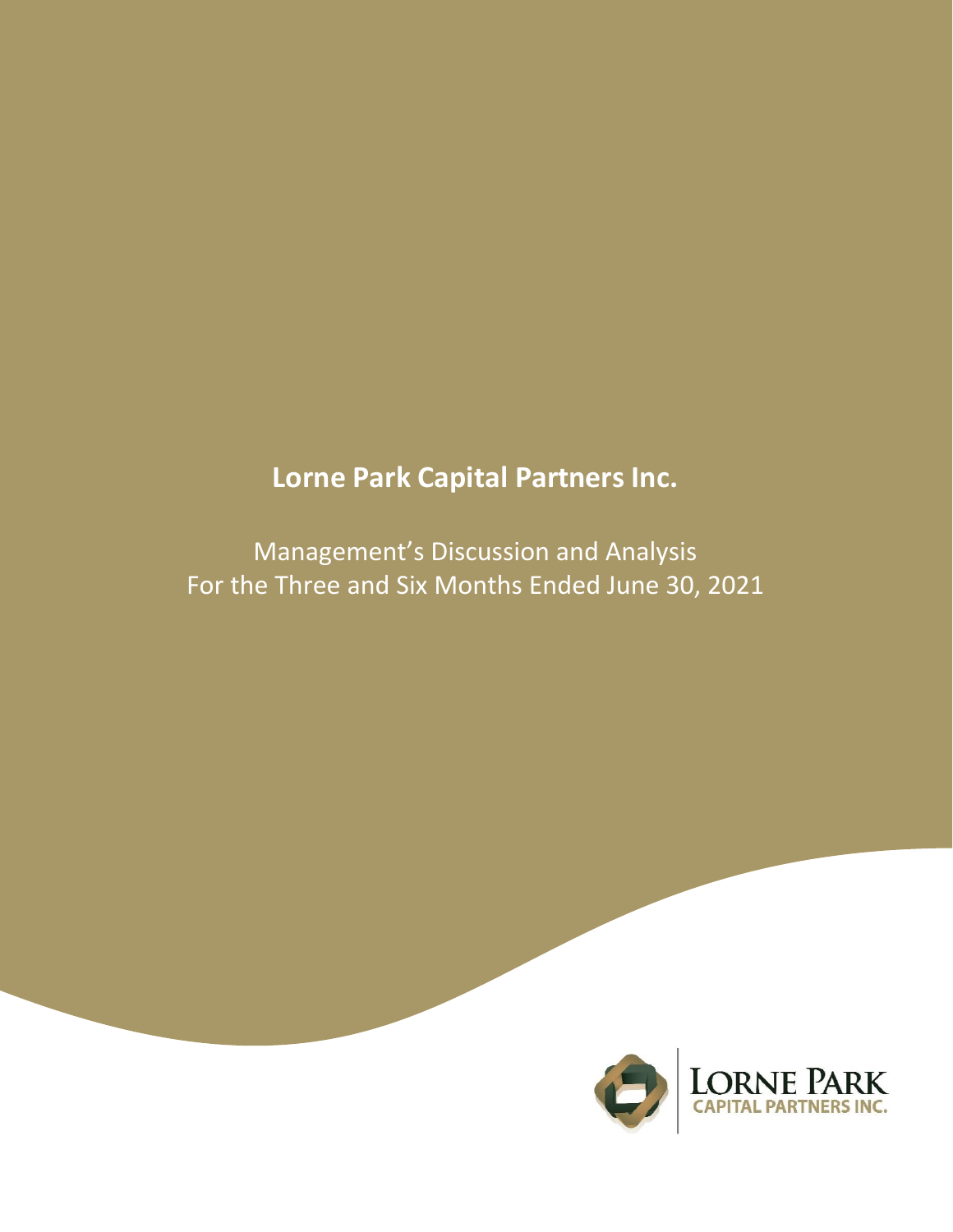# Lorne Park Capital Partners Inc.

Management's Discussion and Analysis
For the Three and Six Months Ended June 30, 2021

LORNE PARK
CAPITAL PARTNERS INC.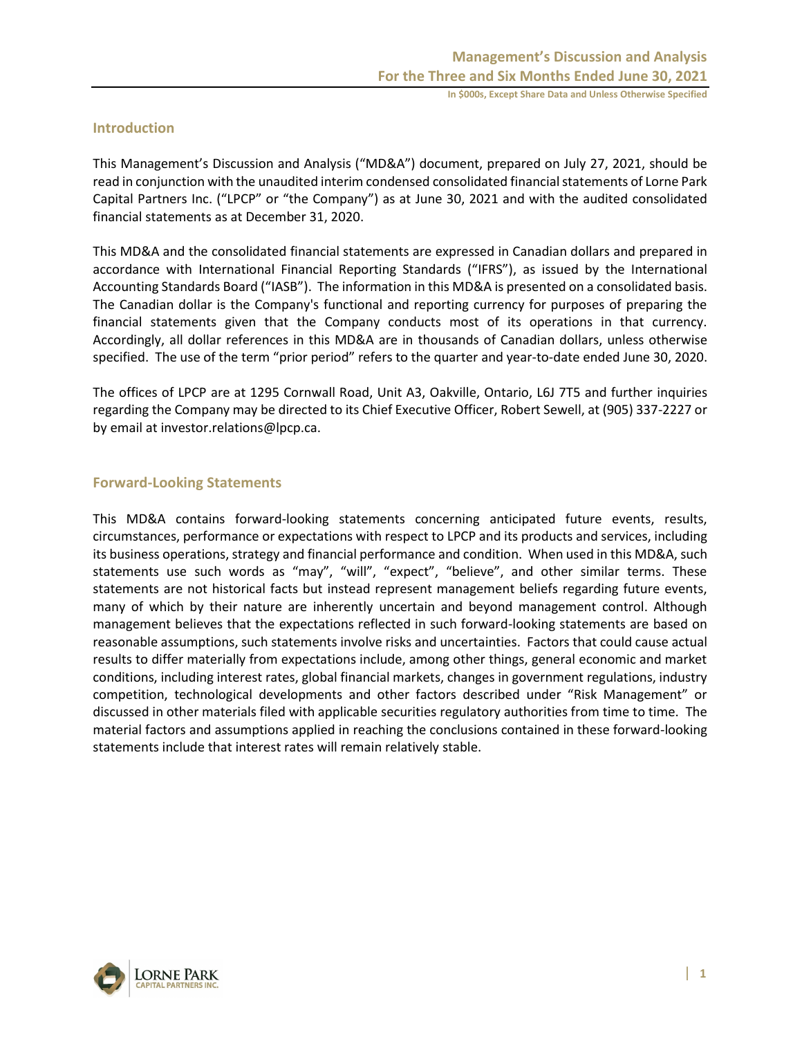## Introduction

This Management's Discussion and Analysis ("MD&A") document, prepared on July 27, 2021, should be read in conjunction with the unaudited interim condensed consolidated financial statements of Lorne Park Capital Partners Inc. ("LPCP" or "the Company") as at June 30, 2021 and with the audited consolidated financial statements as at December 31, 2020.

This MD&A and the consolidated financial statements are expressed in Canadian dollars and prepared in accordance with International Financial Reporting Standards ("IFRS"), as issued by the International Accounting Standards Board ("IASB"). The information in this MD&A is presented on a consolidated basis. The Canadian dollar is the Company's functional and reporting currency for purposes of preparing the financial statements given that the Company conducts most of its operations in that currency. Accordingly, all dollar references in this MD&A are in thousands of Canadian dollars, unless otherwise specified. The use of the term "prior period" refers to the quarter and year-to-date ended June 30, 2020.

The offices of LPCP are at 1295 Cornwall Road, Unit A3, Oakville, Ontario, L6J 7T5 and further inquiries regarding the Company may be directed to its Chief Executive Officer, Robert Sewell, at (905) 337-2227 or by email at investor.relations@lpcp.ca.

## Forward-Looking Statements

This MD&A contains forward-looking statements concerning anticipated future events, results, circumstances, performance or expectations with respect to LPCP and its products and services, including its business operations, strategy and financial performance and condition. When used in this MD&A, such statements use such words as "may", "will", "expect", "believe", and other similar terms. These statements are not historical facts but instead represent management beliefs regarding future events, many of which by their nature are inherently uncertain and beyond management control. Although management believes that the expectations reflected in such forward-looking statements are based on reasonable assumptions, such statements involve risks and uncertainties. Factors that could cause actual results to differ materially from expectations include, among other things, general economic and market conditions, including interest rates, global financial markets, changes in government regulations, industry competition, technological developments and other factors described under "Risk Management" or discussed in other materials filed with applicable securities regulatory authorities from time to time. The material factors and assumptions applied in reaching the conclusions contained in these forward-looking statements include that interest rates will remain relatively stable.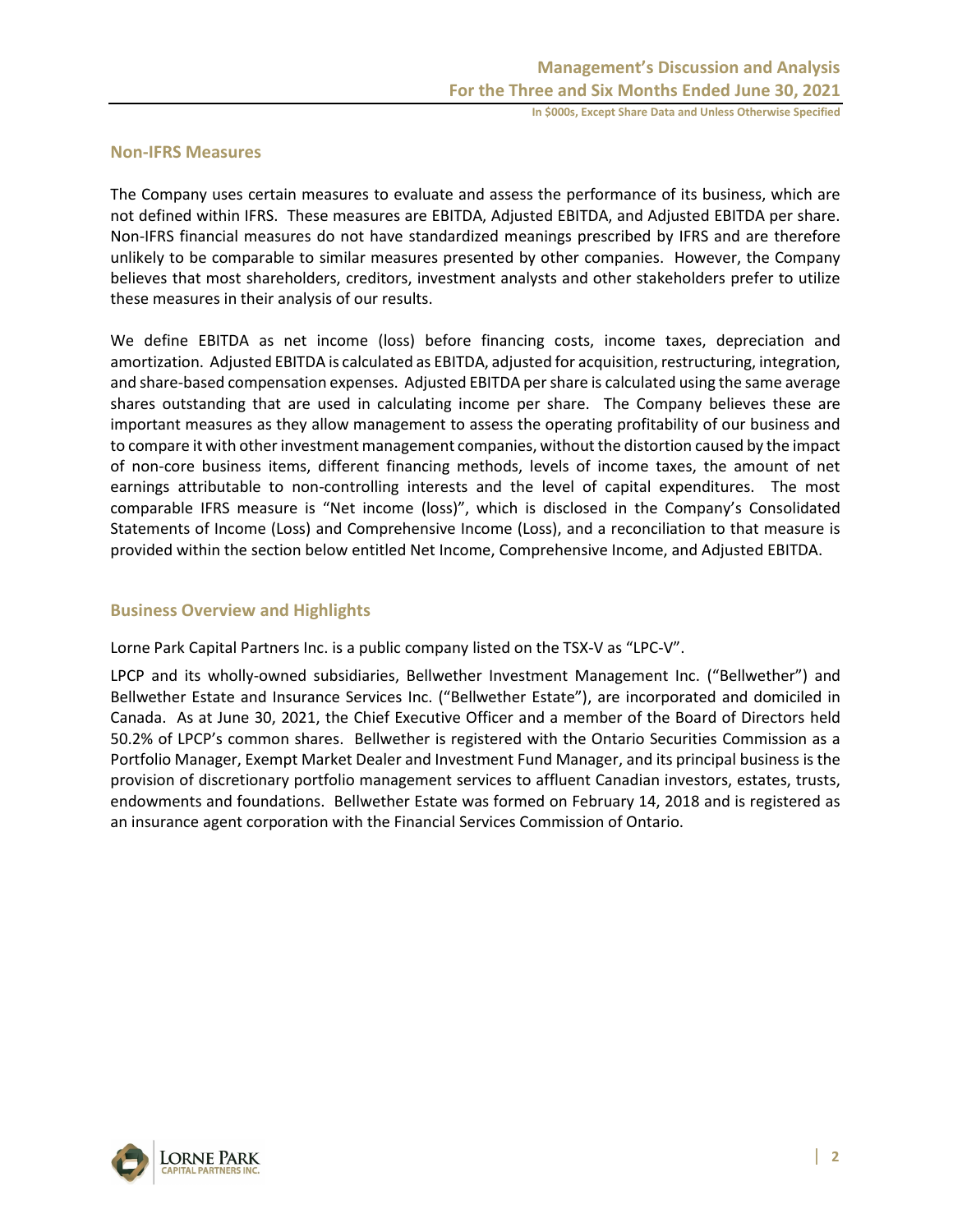## Non-IFRS Measures

The Company uses certain measures to evaluate and assess the performance of its business, which are not defined within IFRS. These measures are EBITDA, Adjusted EBITDA, and Adjusted EBITDA per share. Non-IFRS financial measures do not have standardized meanings prescribed by IFRS and are therefore unlikely to be comparable to similar measures presented by other companies. However, the Company believes that most shareholders, creditors, investment analysts and other stakeholders prefer to utilize these measures in their analysis of our results.

We define EBITDA as net income (loss) before financing costs, income taxes, depreciation and amortization. Adjusted EBITDA is calculated as EBITDA, adjusted for acquisition, restructuring, integration, and share-based compensation expenses. Adjusted EBITDA per share is calculated using the same average shares outstanding that are used in calculating income per share. The Company believes these are important measures as they allow management to assess the operating profitability of our business and to compare it with other investment management companies, without the distortion caused by the impact of non-core business items, different financing methods, levels of income taxes, the amount of net earnings attributable to non-controlling interests and the level of capital expenditures. The most comparable IFRS measure is "Net income (loss)", which is disclosed in the Company's Consolidated Statements of Income (Loss) and Comprehensive Income (Loss), and a reconciliation to that measure is provided within the section below entitled Net Income, Comprehensive Income, and Adjusted EBITDA.

## Business Overview and Highlights

Lorne Park Capital Partners Inc. is a public company listed on the TSX-V as "LPC-V".

LPCP and its wholly-owned subsidiaries, Bellwether Investment Management Inc. ("Bellwether") and Bellwether Estate and Insurance Services Inc. ("Bellwether Estate"), are incorporated and domiciled in Canada. As at June 30, 2021, the Chief Executive Officer and a member of the Board of Directors held 50.2% of LPCP's common shares. Bellwether is registered with the Ontario Securities Commission as a Portfolio Manager, Exempt Market Dealer and Investment Fund Manager, and its principal business is the provision of discretionary portfolio management services to affluent Canadian investors, estates, trusts, endowments and foundations. Bellwether Estate was formed on February 14, 2018 and is registered as an insurance agent corporation with the Financial Services Commission of Ontario.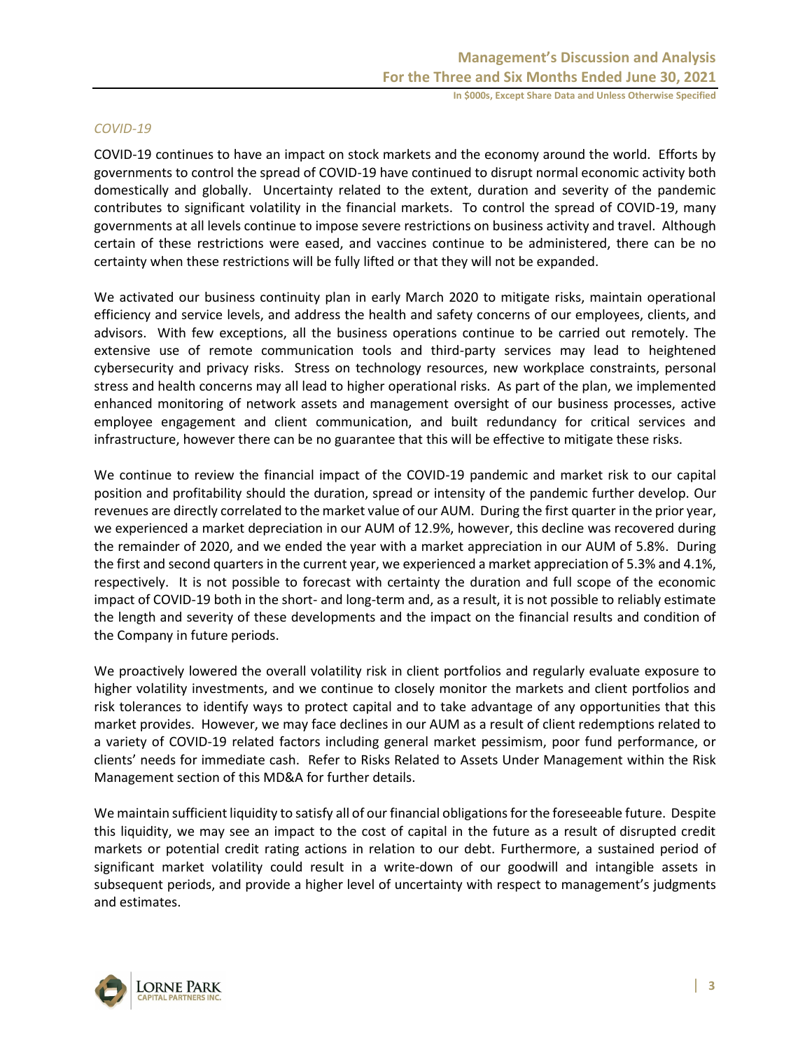*COVID-19*

COVID-19 continues to have an impact on stock markets and the economy around the world. Efforts by governments to control the spread of COVID-19 have continued to disrupt normal economic activity both domestically and globally. Uncertainty related to the extent, duration and severity of the pandemic contributes to significant volatility in the financial markets. To control the spread of COVID-19, many governments at all levels continue to impose severe restrictions on business activity and travel. Although certain of these restrictions were eased, and vaccines continue to be administered, there can be no certainty when these restrictions will be fully lifted or that they will not be expanded.

We activated our business continuity plan in early March 2020 to mitigate risks, maintain operational efficiency and service levels, and address the health and safety concerns of our employees, clients, and advisors. With few exceptions, all the business operations continue to be carried out remotely. The extensive use of remote communication tools and third-party services may lead to heightened cybersecurity and privacy risks. Stress on technology resources, new workplace constraints, personal stress and health concerns may all lead to higher operational risks. As part of the plan, we implemented enhanced monitoring of network assets and management oversight of our business processes, active employee engagement and client communication, and built redundancy for critical services and infrastructure, however there can be no guarantee that this will be effective to mitigate these risks.

We continue to review the financial impact of the COVID-19 pandemic and market risk to our capital position and profitability should the duration, spread or intensity of the pandemic further develop. Our revenues are directly correlated to the market value of our AUM. During the first quarter in the prior year, we experienced a market depreciation in our AUM of 12.9%, however, this decline was recovered during the remainder of 2020, and we ended the year with a market appreciation in our AUM of 5.8%. During the first and second quarters in the current year, we experienced a market appreciation of 5.3% and 4.1%, respectively. It is not possible to forecast with certainty the duration and full scope of the economic impact of COVID-19 both in the short- and long-term and, as a result, it is not possible to reliably estimate the length and severity of these developments and the impact on the financial results and condition of the Company in future periods.

We proactively lowered the overall volatility risk in client portfolios and regularly evaluate exposure to higher volatility investments, and we continue to closely monitor the markets and client portfolios and risk tolerances to identify ways to protect capital and to take advantage of any opportunities that this market provides. However, we may face declines in our AUM as a result of client redemptions related to a variety of COVID-19 related factors including general market pessimism, poor fund performance, or clients' needs for immediate cash. Refer to Risks Related to Assets Under Management within the Risk Management section of this MD&A for further details.

We maintain sufficient liquidity to satisfy all of our financial obligations for the foreseeable future. Despite this liquidity, we may see an impact to the cost of capital in the future as a result of disrupted credit markets or potential credit rating actions in relation to our debt. Furthermore, a sustained period of significant market volatility could result in a write-down of our goodwill and intangible assets in subsequent periods, and provide a higher level of uncertainty with respect to management's judgments and estimates.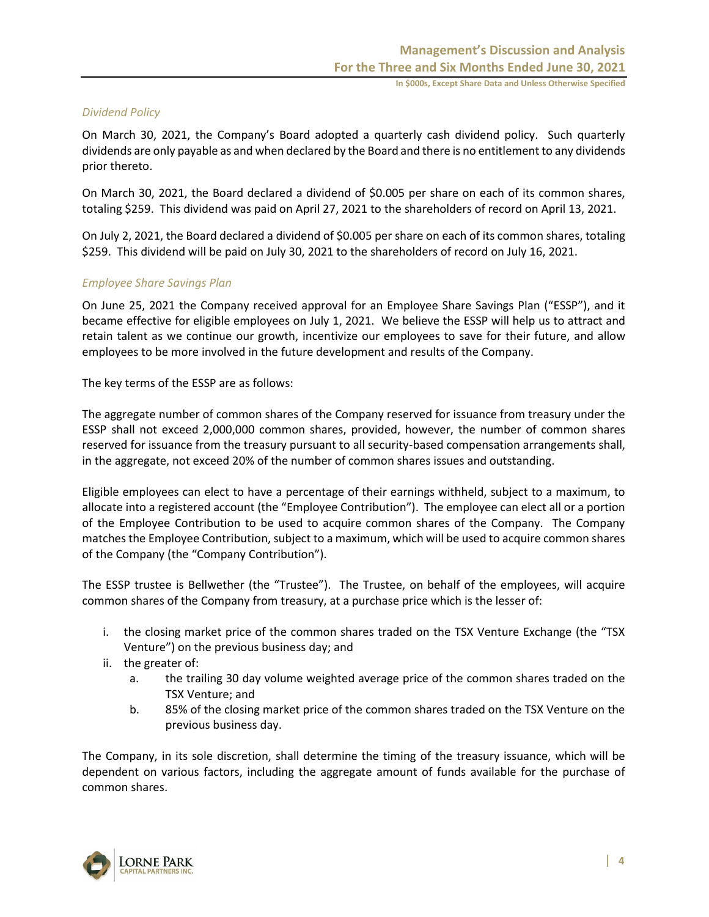*Dividend Policy*

On March 30, 2021, the Company's Board adopted a quarterly cash dividend policy. Such quarterly dividends are only payable as and when declared by the Board and there is no entitlement to any dividends prior thereto.

On March 30, 2021, the Board declared a dividend of $0.005 per share on each of its common shares, totaling $259. This dividend was paid on April 27, 2021 to the shareholders of record on April 13, 2021.

On July 2, 2021, the Board declared a dividend of $0.005 per share on each of its common shares, totaling $259. This dividend will be paid on July 30, 2021 to the shareholders of record on July 16, 2021.

*Employee Share Savings Plan*

On June 25, 2021 the Company received approval for an Employee Share Savings Plan ("ESSP"), and it became effective for eligible employees on July 1, 2021. We believe the ESSP will help us to attract and retain talent as we continue our growth, incentivize our employees to save for their future, and allow employees to be more involved in the future development and results of the Company.

The key terms of the ESSP are as follows:

The aggregate number of common shares of the Company reserved for issuance from treasury under the ESSP shall not exceed 2,000,000 common shares, provided, however, the number of common shares reserved for issuance from the treasury pursuant to all security-based compensation arrangements shall, in the aggregate, not exceed 20% of the number of common shares issues and outstanding.

Eligible employees can elect to have a percentage of their earnings withheld, subject to a maximum, to allocate into a registered account (the "Employee Contribution"). The employee can elect all or a portion of the Employee Contribution to be used to acquire common shares of the Company. The Company matches the Employee Contribution, subject to a maximum, which will be used to acquire common shares of the Company (the "Company Contribution").

The ESSP trustee is Bellwether (the "Trustee"). The Trustee, on behalf of the employees, will acquire common shares of the Company from treasury, at a purchase price which is the lesser of:

i. the closing market price of the common shares traded on the TSX Venture Exchange (the "TSX Venture") on the previous business day; and
ii. the greater of:
    a. the trailing 30 day volume weighted average price of the common shares traded on the TSX Venture; and
    b. 85% of the closing market price of the common shares traded on the TSX Venture on the previous business day.

The Company, in its sole discretion, shall determine the timing of the treasury issuance, which will be dependent on various factors, including the aggregate amount of funds available for the purchase of common shares.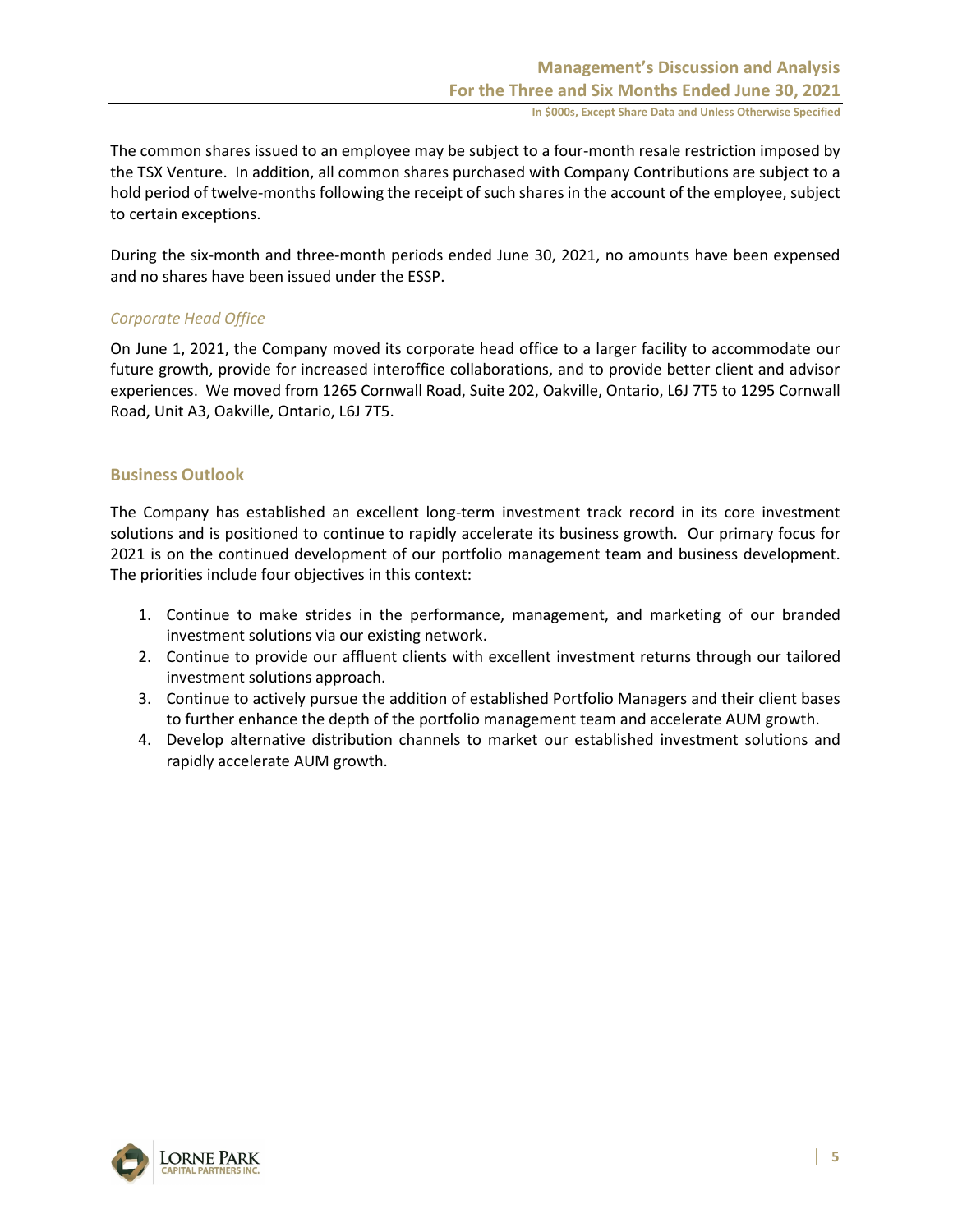The common shares issued to an employee may be subject to a four-month resale restriction imposed by the TSX Venture. In addition, all common shares purchased with Company Contributions are subject to a hold period of twelve-months following the receipt of such shares in the account of the employee, subject to certain exceptions.

During the six-month and three-month periods ended June 30, 2021, no amounts have been expensed and no shares have been issued under the ESSP.

*Corporate Head Office*

On June 1, 2021, the Company moved its corporate head office to a larger facility to accommodate our future growth, provide for increased interoffice collaborations, and to provide better client and advisor experiences. We moved from 1265 Cornwall Road, Suite 202, Oakville, Ontario, L6J 7T5 to 1295 Cornwall Road, Unit A3, Oakville, Ontario, L6J 7T5.

## Business Outlook

The Company has established an excellent long-term investment track record in its core investment solutions and is positioned to continue to rapidly accelerate its business growth. Our primary focus for 2021 is on the continued development of our portfolio management team and business development. The priorities include four objectives in this context:

1. Continue to make strides in the performance, management, and marketing of our branded investment solutions via our existing network.
2. Continue to provide our affluent clients with excellent investment returns through our tailored investment solutions approach.
3. Continue to actively pursue the addition of established Portfolio Managers and their client bases to further enhance the depth of the portfolio management team and accelerate AUM growth.
4. Develop alternative distribution channels to market our established investment solutions and rapidly accelerate AUM growth.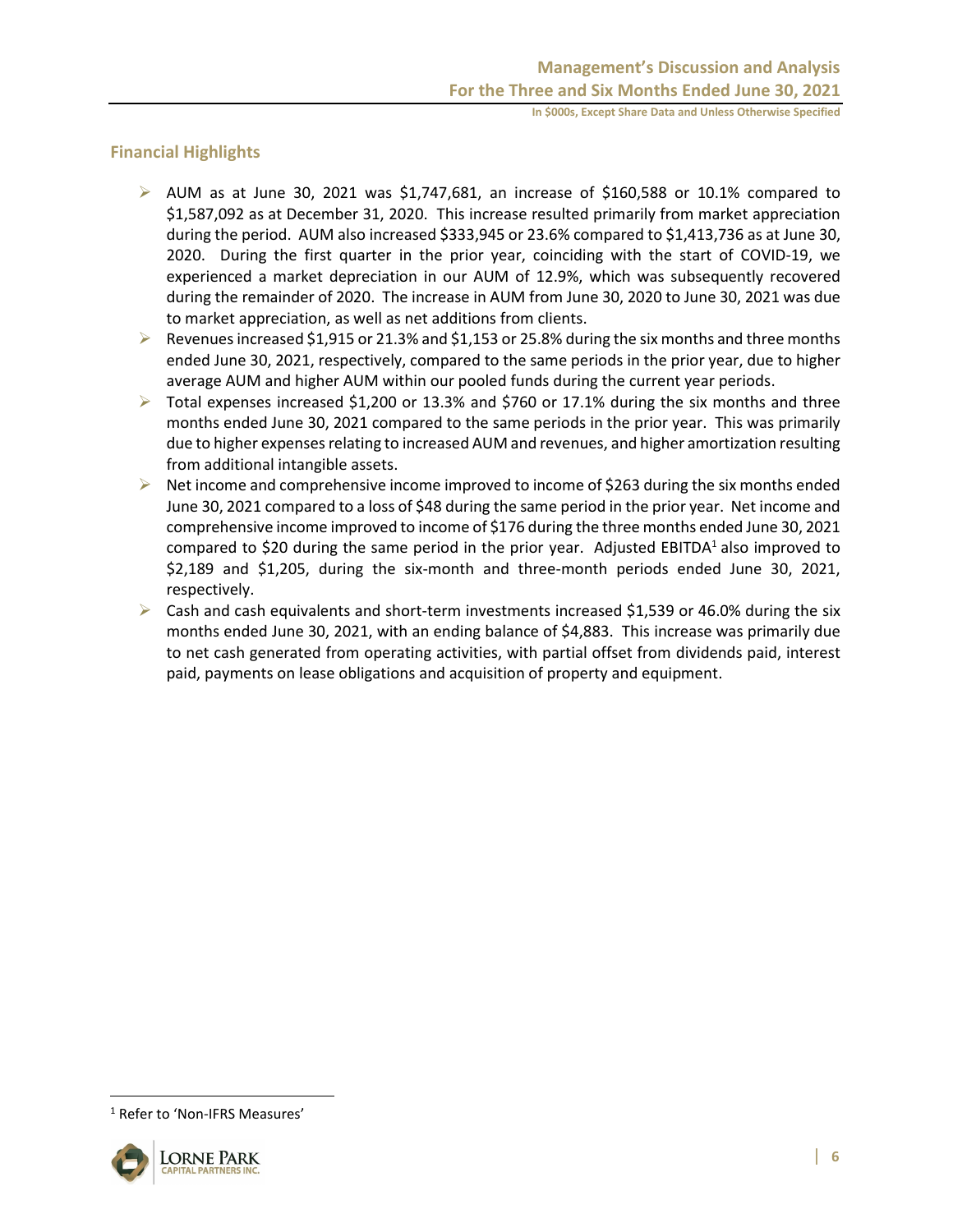## Financial Highlights

- AUM as at June 30, 2021 was $1,747,681, an increase of $160,588 or 10.1% compared to $1,587,092 as at December 31, 2020. This increase resulted primarily from market appreciation during the period. AUM also increased $333,945 or 23.6% compared to $1,413,736 as at June 30, 2020. During the first quarter in the prior year, coinciding with the start of COVID-19, we experienced a market depreciation in our AUM of 12.9%, which was subsequently recovered during the remainder of 2020. The increase in AUM from June 30, 2020 to June 30, 2021 was due to market appreciation, as well as net additions from clients.
- Revenues increased $1,915 or 21.3% and $1,153 or 25.8% during the six months and three months ended June 30, 2021, respectively, compared to the same periods in the prior year, due to higher average AUM and higher AUM within our pooled funds during the current year periods.
- Total expenses increased $1,200 or 13.3% and $760 or 17.1% during the six months and three months ended June 30, 2021 compared to the same periods in the prior year. This was primarily due to higher expenses relating to increased AUM and revenues, and higher amortization resulting from additional intangible assets.
- Net income and comprehensive income improved to income of $263 during the six months ended June 30, 2021 compared to a loss of $48 during the same period in the prior year. Net income and comprehensive income improved to income of $176 during the three months ended June 30, 2021 compared to $20 during the same period in the prior year. Adjusted EBITDA[1] also improved to $2,189 and $1,205, during the six-month and three-month periods ended June 30, 2021, respectively.
- Cash and cash equivalents and short-term investments increased $1,539 or 46.0% during the six months ended June 30, 2021, with an ending balance of $4,883. This increase was primarily due to net cash generated from operating activities, with partial offset from dividends paid, interest paid, payments on lease obligations and acquisition of property and equipment.

[1] Refer to 'Non-IFRS Measures'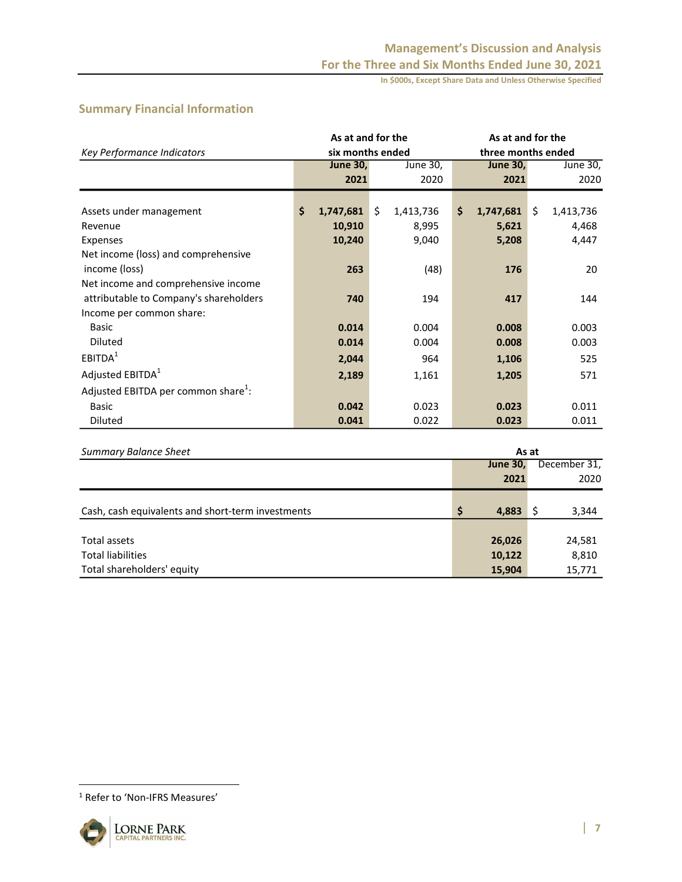## Summary Financial Information

| *Key Performance Indicators* | As at and for the six months ended | | As at and for the three months ended | |
|---|---|---|---|---|
| | **June 30, 2021** | June 30, 2020 | **June 30, 2021** | June 30, 2020 |
| Assets under management | **$ 1,747,681** | $ 1,413,736 | **$ 1,747,681** | $ 1,413,736 |
| Revenue | **10,910** | 8,995 | **5,621** | 4,468 |
| Expenses | **10,240** | 9,040 | **5,208** | 4,447 |
| Net income (loss) and comprehensive income (loss) | **263** | (48) | **176** | 20 |
| Net income and comprehensive income attributable to Company's shareholders | **740** | 194 | **417** | 144 |
| Income per common share: | | | | |
| Basic | **0.014** | 0.004 | **0.008** | 0.003 |
| Diluted | **0.014** | 0.004 | **0.008** | 0.003 |
| EBITDA[1] | **2,044** | 964 | **1,106** | 525 |
| Adjusted EBITDA[1] | **2,189** | 1,161 | **1,205** | 571 |
| Adjusted EBITDA per common share[1]: | | | | |
| Basic | **0.042** | 0.023 | **0.023** | 0.011 |
| Diluted | **0.041** | 0.022 | **0.023** | 0.011 |

| *Summary Balance Sheet* | As at | |
|---|---|---|
| | **June 30, 2021** | December 31, 2020 |
| Cash, cash equivalents and short-term investments | **$ 4,883** | $ 3,344 |
| Total assets | **26,026** | 24,581 |
| Total liabilities | **10,122** | 8,810 |
| Total shareholders' equity | **15,904** | 15,771 |

[1] Refer to 'Non-IFRS Measures'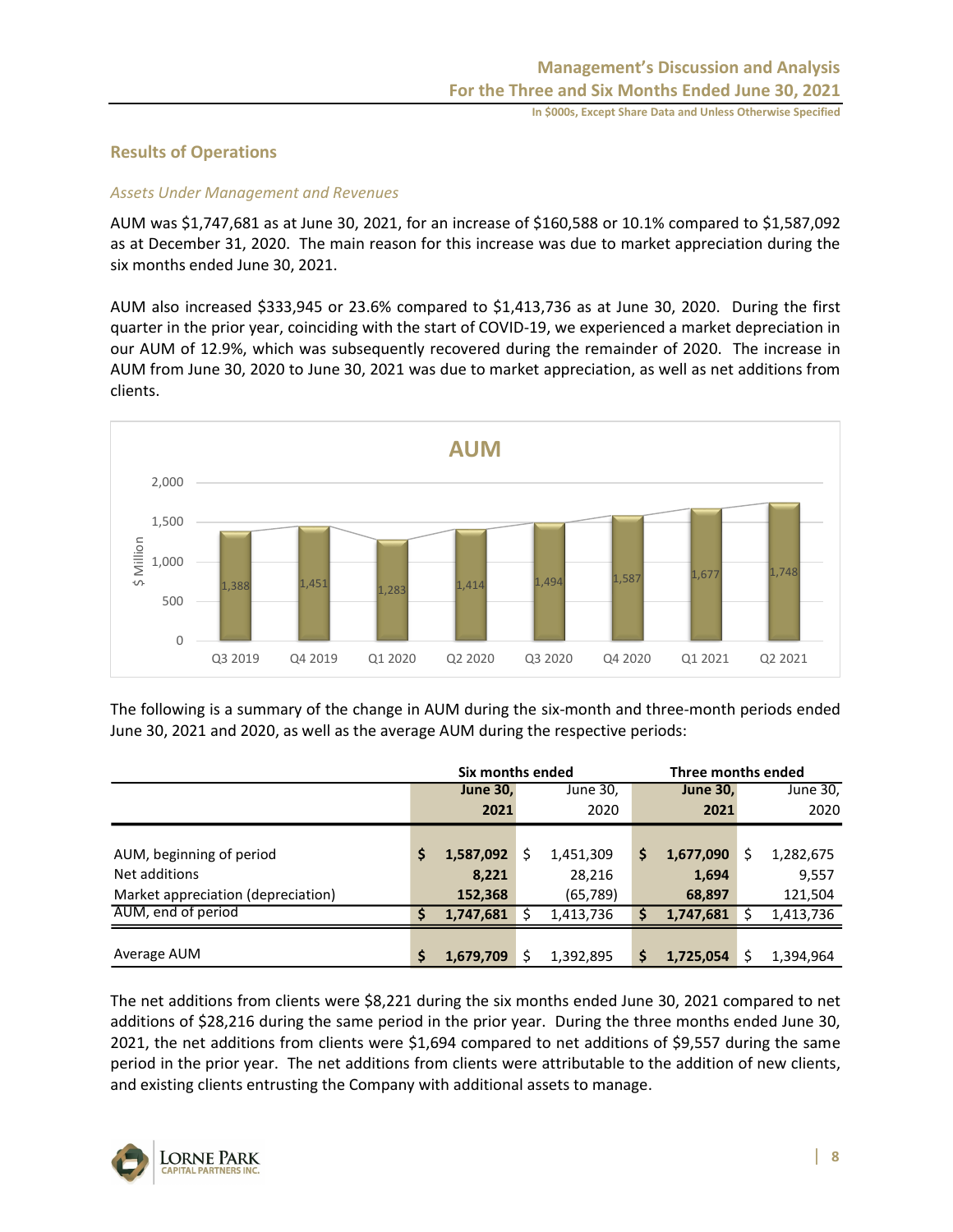## Results of Operations

### *Assets Under Management and Revenues*

AUM was $1,747,681 as at June 30, 2021, for an increase of $160,588 or 10.1% compared to $1,587,092 as at December 31, 2020. The main reason for this increase was due to market appreciation during the six months ended June 30, 2021.

AUM also increased $333,945 or 23.6% compared to $1,413,736 as at June 30, 2020. During the first quarter in the prior year, coinciding with the start of COVID-19, we experienced a market depreciation in our AUM of 12.9%, which was subsequently recovered during the remainder of 2020. The increase in AUM from June 30, 2020 to June 30, 2021 was due to market appreciation, as well as net additions from clients.

**AUM**

| Quarter | $ Million |
|---|---|
| Q3 2019 | 1,388 |
| Q4 2019 | 1,451 |
| Q1 2020 | 1,283 |
| Q2 2020 | 1,414 |
| Q3 2020 | 1,494 |
| Q4 2020 | 1,587 |
| Q1 2021 | 1,677 |
| Q2 2021 | 1,748 |

The following is a summary of the change in AUM during the six-month and three-month periods ended June 30, 2021 and 2020, as well as the average AUM during the respective periods:

| | Six months ended | | Three months ended | |
|---|---|---|---|---|
| | **June 30, 2021** | June 30, 2020 | **June 30, 2021** | June 30, 2020 |
| AUM, beginning of period | **$ 1,587,092** | $ 1,451,309 | **$ 1,677,090** | $ 1,282,675 |
| Net additions | **8,221** | 28,216 | **1,694** | 9,557 |
| Market appreciation (depreciation) | **152,368** | (65,789) | **68,897** | 121,504 |
| AUM, end of period | **$ 1,747,681** | $ 1,413,736 | **$ 1,747,681** | $ 1,413,736 |
| Average AUM | **$ 1,679,709** | $ 1,392,895 | **$ 1,725,054** | $ 1,394,964 |

The net additions from clients were $8,221 during the six months ended June 30, 2021 compared to net additions of $28,216 during the same period in the prior year. During the three months ended June 30, 2021, the net additions from clients were $1,694 compared to net additions of $9,557 during the same period in the prior year. The net additions from clients were attributable to the addition of new clients, and existing clients entrusting the Company with additional assets to manage.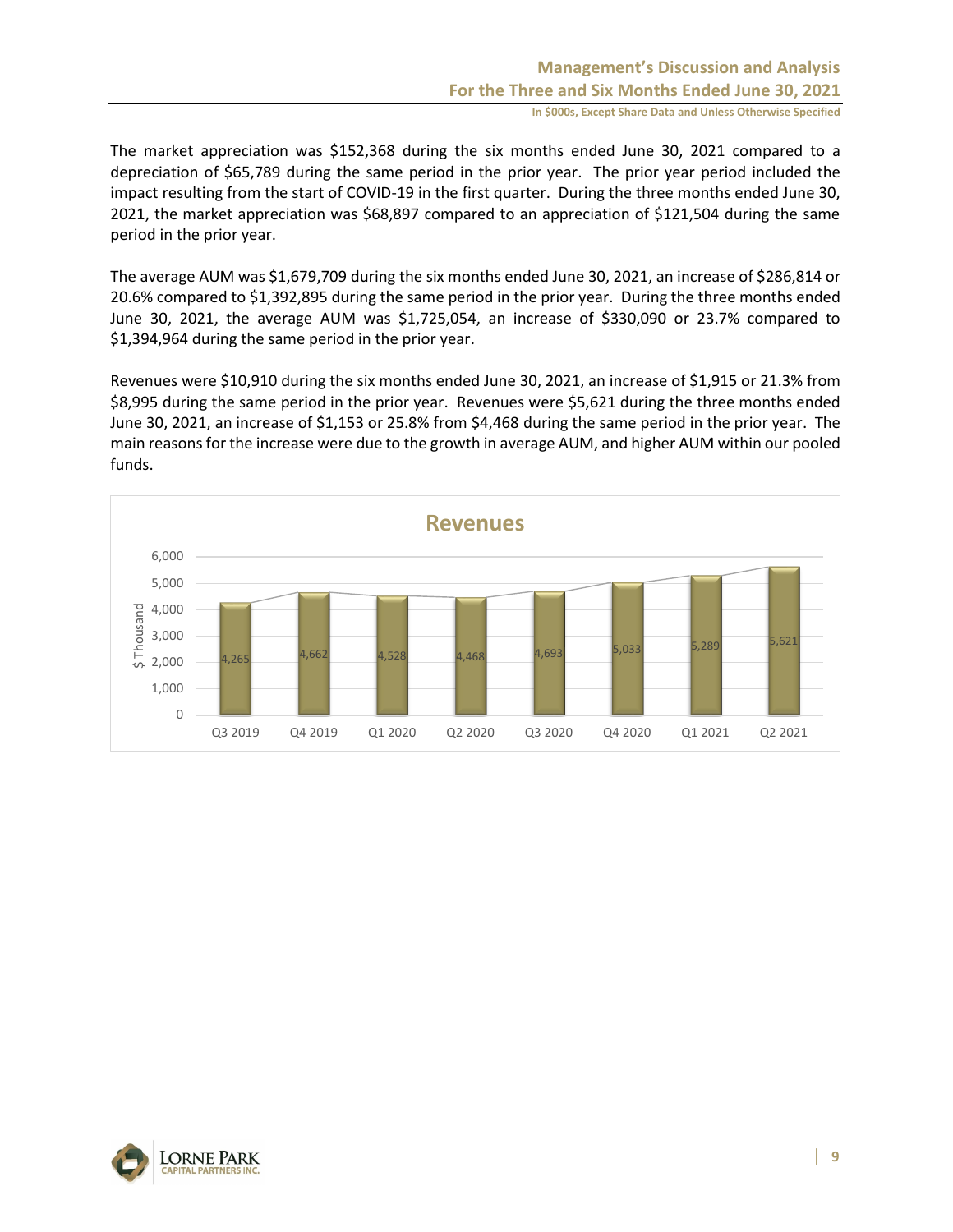The market appreciation was $152,368 during the six months ended June 30, 2021 compared to a depreciation of $65,789 during the same period in the prior year. The prior year period included the impact resulting from the start of COVID-19 in the first quarter. During the three months ended June 30, 2021, the market appreciation was $68,897 compared to an appreciation of $121,504 during the same period in the prior year.

The average AUM was $1,679,709 during the six months ended June 30, 2021, an increase of $286,814 or 20.6% compared to $1,392,895 during the same period in the prior year. During the three months ended June 30, 2021, the average AUM was $1,725,054, an increase of $330,090 or 23.7% compared to $1,394,964 during the same period in the prior year.

Revenues were $10,910 during the six months ended June 30, 2021, an increase of $1,915 or 21.3% from $8,995 during the same period in the prior year. Revenues were $5,621 during the three months ended June 30, 2021, an increase of $1,153 or 25.8% from $4,468 during the same period in the prior year. The main reasons for the increase were due to the growth in average AUM, and higher AUM within our pooled funds.

**Revenues**

| Quarter | $ Thousand |
|---|---|
| Q3 2019 | 4,265 |
| Q4 2019 | 4,662 |
| Q1 2020 | 4,528 |
| Q2 2020 | 4,468 |
| Q3 2020 | 4,693 |
| Q4 2020 | 5,033 |
| Q1 2021 | 5,289 |
| Q2 2021 | 5,621 |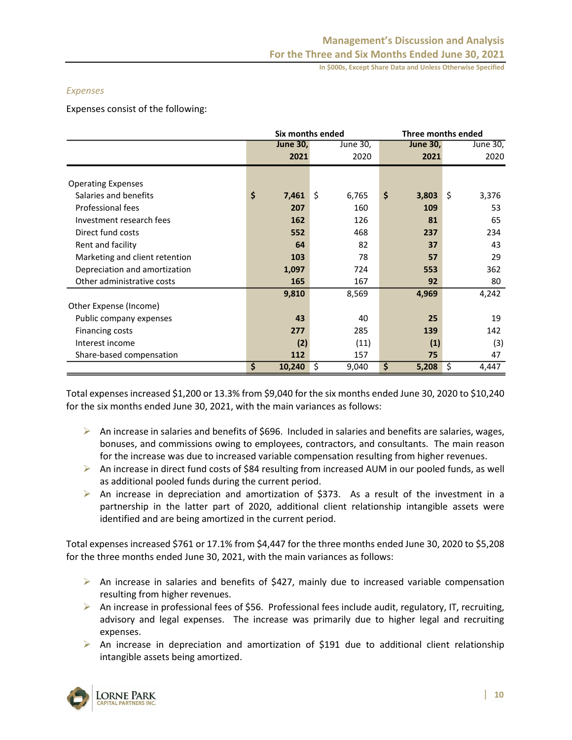*Expenses*

Expenses consist of the following:

| | Six months ended | | Three months ended | |
|---|---|---|---|---|
| | **June 30, 2021** | June 30, 2020 | **June 30, 2021** | June 30, 2020 |
| Operating Expenses | | | | |
| Salaries and benefits | **$ 7,461** | $ 6,765 | **$ 3,803** | $ 3,376 |
| Professional fees | **207** | 160 | **109** | 53 |
| Investment research fees | **162** | 126 | **81** | 65 |
| Direct fund costs | **552** | 468 | **237** | 234 |
| Rent and facility | **64** | 82 | **37** | 43 |
| Marketing and client retention | **103** | 78 | **57** | 29 |
| Depreciation and amortization | **1,097** | 724 | **553** | 362 |
| Other administrative costs | **165** | 167 | **92** | 80 |
| | **9,810** | 8,569 | **4,969** | 4,242 |
| Other Expense (Income) | | | | |
| Public company expenses | **43** | 40 | **25** | 19 |
| Financing costs | **277** | 285 | **139** | 142 |
| Interest income | **(2)** | (11) | **(1)** | (3) |
| Share-based compensation | **112** | 157 | **75** | 47 |
| | **$ 10,240** | $ 9,040 | **$ 5,208** | $ 4,447 |

Total expenses increased $1,200 or 13.3% from $9,040 for the six months ended June 30, 2020 to $10,240 for the six months ended June 30, 2021, with the main variances as follows:

- An increase in salaries and benefits of $696. Included in salaries and benefits are salaries, wages, bonuses, and commissions owing to employees, contractors, and consultants. The main reason for the increase was due to increased variable compensation resulting from higher revenues.
- An increase in direct fund costs of $84 resulting from increased AUM in our pooled funds, as well as additional pooled funds during the current period.
- An increase in depreciation and amortization of $373. As a result of the investment in a partnership in the latter part of 2020, additional client relationship intangible assets were identified and are being amortized in the current period.

Total expenses increased $761 or 17.1% from $4,447 for the three months ended June 30, 2020 to $5,208 for the three months ended June 30, 2021, with the main variances as follows:

- An increase in salaries and benefits of $427, mainly due to increased variable compensation resulting from higher revenues.
- An increase in professional fees of $56. Professional fees include audit, regulatory, IT, recruiting, advisory and legal expenses. The increase was primarily due to higher legal and recruiting expenses.
- An increase in depreciation and amortization of $191 due to additional client relationship intangible assets being amortized.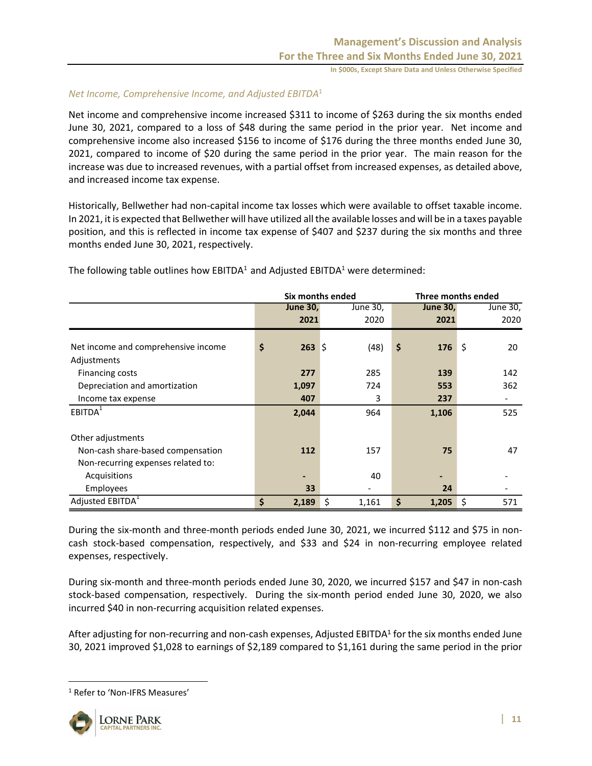*Net Income, Comprehensive Income, and Adjusted EBITDA*[1]

Net income and comprehensive income increased $311 to income of $263 during the six months ended June 30, 2021, compared to a loss of $48 during the same period in the prior year. Net income and comprehensive income also increased $156 to income of $176 during the three months ended June 30, 2021, compared to income of $20 during the same period in the prior year. The main reason for the increase was due to increased revenues, with a partial offset from increased expenses, as detailed above, and increased income tax expense.

Historically, Bellwether had non-capital income tax losses which were available to offset taxable income. In 2021, it is expected that Bellwether will have utilized all the available losses and will be in a taxes payable position, and this is reflected in income tax expense of $407 and $237 during the six months and three months ended June 30, 2021, respectively.

The following table outlines how EBITDA[1] and Adjusted EBITDA[1] were determined:

| | Six months ended | | Three months ended | |
|---|---|---|---|---|
| | **June 30, 2021** | June 30, 2020 | **June 30, 2021** | June 30, 2020 |
| Net income and comprehensive income | **$ 263** | $ (48) | **$ 176** | $ 20 |
| Adjustments | | | | |
| Financing costs | **277** | 285 | **139** | 142 |
| Depreciation and amortization | **1,097** | 724 | **553** | 362 |
| Income tax expense | **407** | 3 | **237** | - |
| EBITDA[1] | **2,044** | 964 | **1,106** | 525 |
| Other adjustments | | | | |
| Non-cash share-based compensation | **112** | 157 | **75** | 47 |
| Non-recurring expenses related to: | | | | |
| Acquisitions | **-** | 40 | **-** | - |
| Employees | **33** | - | **24** | - |
| Adjusted EBITDA[1] | **$ 2,189** | $ 1,161 | **$ 1,205** | $ 571 |

During the six-month and three-month periods ended June 30, 2021, we incurred $112 and $75 in non-cash stock-based compensation, respectively, and $33 and $24 in non-recurring employee related expenses, respectively.

During six-month and three-month periods ended June 30, 2020, we incurred $157 and $47 in non-cash stock-based compensation, respectively. During the six-month period ended June 30, 2020, we also incurred $40 in non-recurring acquisition related expenses.

After adjusting for non-recurring and non-cash expenses, Adjusted EBITDA[1] for the six months ended June 30, 2021 improved $1,028 to earnings of $2,189 compared to $1,161 during the same period in the prior

[1] Refer to 'Non-IFRS Measures'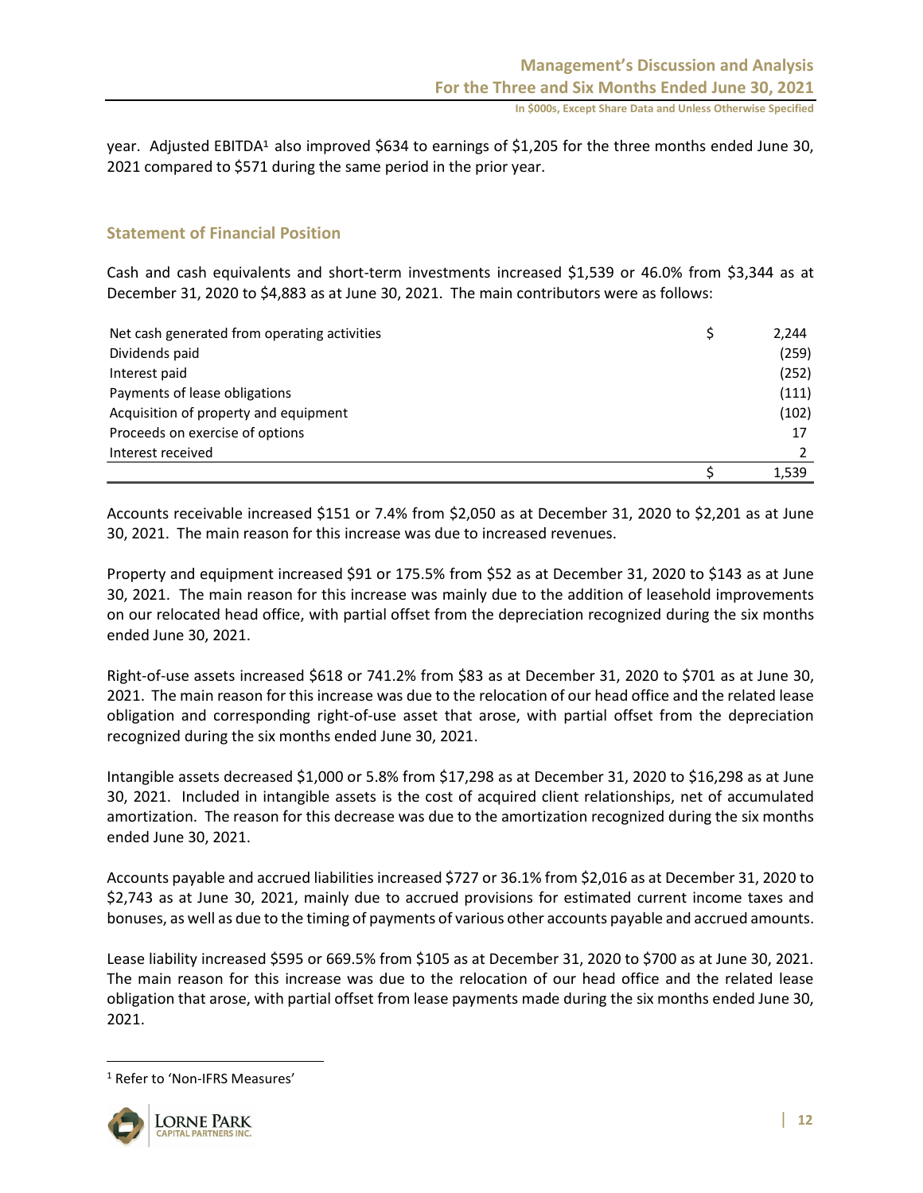year. Adjusted EBITDA[1] also improved $634 to earnings of $1,205 for the three months ended June 30, 2021 compared to $571 during the same period in the prior year.

## Statement of Financial Position

Cash and cash equivalents and short-term investments increased $1,539 or 46.0% from $3,344 as at December 31, 2020 to $4,883 as at June 30, 2021. The main contributors were as follows:

| | | |
|---|---|---|
| Net cash generated from operating activities | $ | 2,244 |
| Dividends paid | | (259) |
| Interest paid | | (252) |
| Payments of lease obligations | | (111) |
| Acquisition of property and equipment | | (102) |
| Proceeds on exercise of options | | 17 |
| Interest received | | 2 |
| | $ | 1,539 |

Accounts receivable increased $151 or 7.4% from $2,050 as at December 31, 2020 to $2,201 as at June 30, 2021. The main reason for this increase was due to increased revenues.

Property and equipment increased $91 or 175.5% from $52 as at December 31, 2020 to $143 as at June 30, 2021. The main reason for this increase was mainly due to the addition of leasehold improvements on our relocated head office, with partial offset from the depreciation recognized during the six months ended June 30, 2021.

Right-of-use assets increased $618 or 741.2% from $83 as at December 31, 2020 to $701 as at June 30, 2021. The main reason for this increase was due to the relocation of our head office and the related lease obligation and corresponding right-of-use asset that arose, with partial offset from the depreciation recognized during the six months ended June 30, 2021.

Intangible assets decreased $1,000 or 5.8% from $17,298 as at December 31, 2020 to $16,298 as at June 30, 2021. Included in intangible assets is the cost of acquired client relationships, net of accumulated amortization. The reason for this decrease was due to the amortization recognized during the six months ended June 30, 2021.

Accounts payable and accrued liabilities increased $727 or 36.1% from $2,016 as at December 31, 2020 to $2,743 as at June 30, 2021, mainly due to accrued provisions for estimated current income taxes and bonuses, as well as due to the timing of payments of various other accounts payable and accrued amounts.

Lease liability increased $595 or 669.5% from $105 as at December 31, 2020 to $700 as at June 30, 2021. The main reason for this increase was due to the relocation of our head office and the related lease obligation that arose, with partial offset from lease payments made during the six months ended June 30, 2021.

[1] Refer to 'Non-IFRS Measures'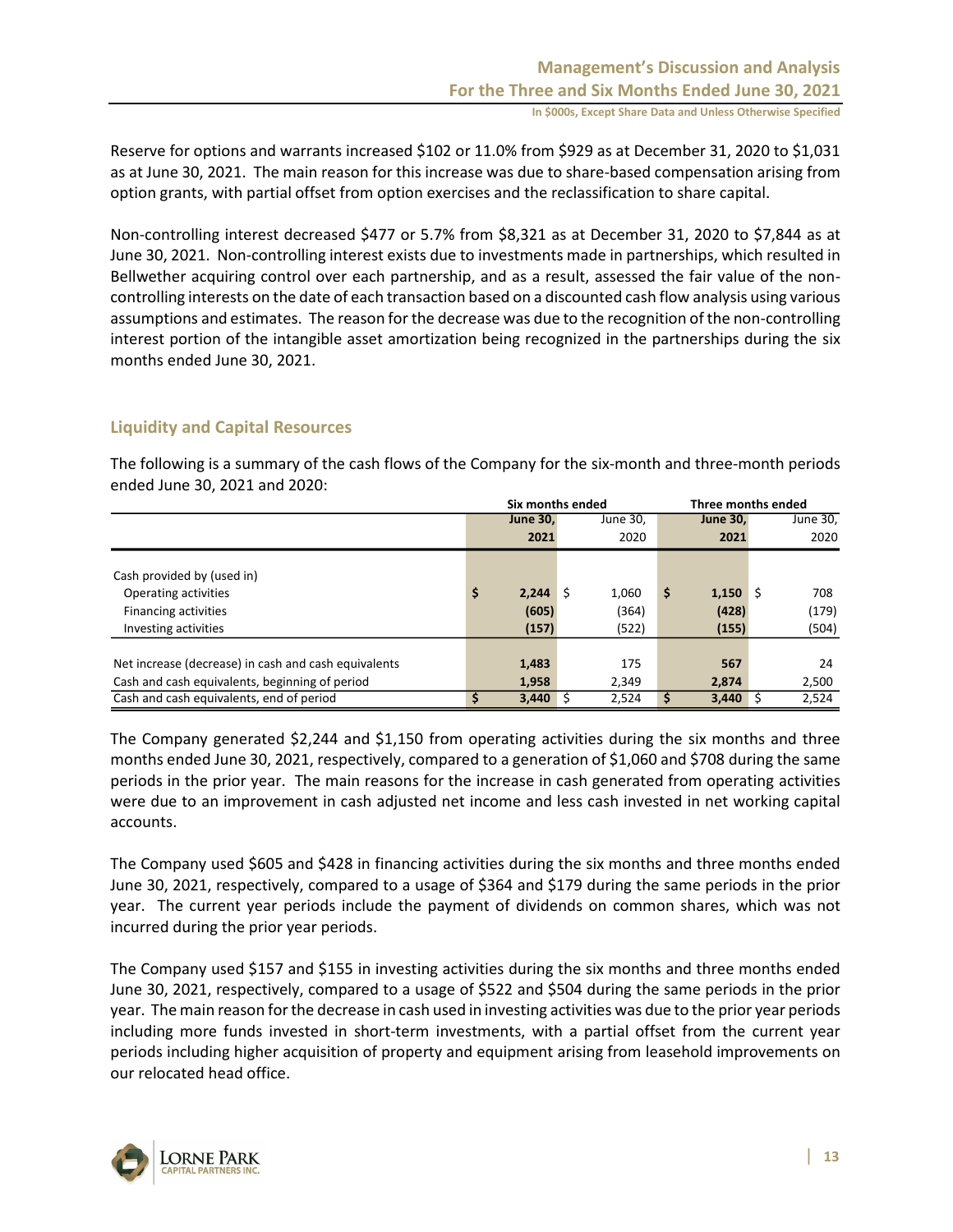Reserve for options and warrants increased \$102 or 11.0% from \$929 as at December 31, 2020 to \$1,031 as at June 30, 2021. The main reason for this increase was due to share-based compensation arising from option grants, with partial offset from option exercises and the reclassification to share capital.

Non-controlling interest decreased \$477 or 5.7% from \$8,321 as at December 31, 2020 to \$7,844 as at June 30, 2021. Non-controlling interest exists due to investments made in partnerships, which resulted in Bellwether acquiring control over each partnership, and as a result, assessed the fair value of the non-controlling interests on the date of each transaction based on a discounted cash flow analysis using various assumptions and estimates. The reason for the decrease was due to the recognition of the non-controlling interest portion of the intangible asset amortization being recognized in the partnerships during the six months ended June 30, 2021.

## Liquidity and Capital Resources

The following is a summary of the cash flows of the Company for the six-month and three-month periods ended June 30, 2021 and 2020:

| | Six months ended | | Three months ended | |
|---|---|---|---|---|
| | **June 30, 2021** | June 30, 2020 | **June 30, 2021** | June 30, 2020 |
| Cash provided by (used in) | | | | |
| Operating activities | **$ 2,244** | $ 1,060 | **$ 1,150** | $ 708 |
| Financing activities | **(605)** | (364) | **(428)** | (179) |
| Investing activities | **(157)** | (522) | **(155)** | (504) |
| Net increase (decrease) in cash and cash equivalents | **1,483** | 175 | **567** | 24 |
| Cash and cash equivalents, beginning of period | **1,958** | 2,349 | **2,874** | 2,500 |
| Cash and cash equivalents, end of period | **$ 3,440** | $ 2,524 | **$ 3,440** | $ 2,524 |

The Company generated \$2,244 and \$1,150 from operating activities during the six months and three months ended June 30, 2021, respectively, compared to a generation of \$1,060 and \$708 during the same periods in the prior year. The main reasons for the increase in cash generated from operating activities were due to an improvement in cash adjusted net income and less cash invested in net working capital accounts.

The Company used \$605 and \$428 in financing activities during the six months and three months ended June 30, 2021, respectively, compared to a usage of \$364 and \$179 during the same periods in the prior year. The current year periods include the payment of dividends on common shares, which was not incurred during the prior year periods.

The Company used \$157 and \$155 in investing activities during the six months and three months ended June 30, 2021, respectively, compared to a usage of \$522 and \$504 during the same periods in the prior year. The main reason for the decrease in cash used in investing activities was due to the prior year periods including more funds invested in short-term investments, with a partial offset from the current year periods including higher acquisition of property and equipment arising from leasehold improvements on our relocated head office.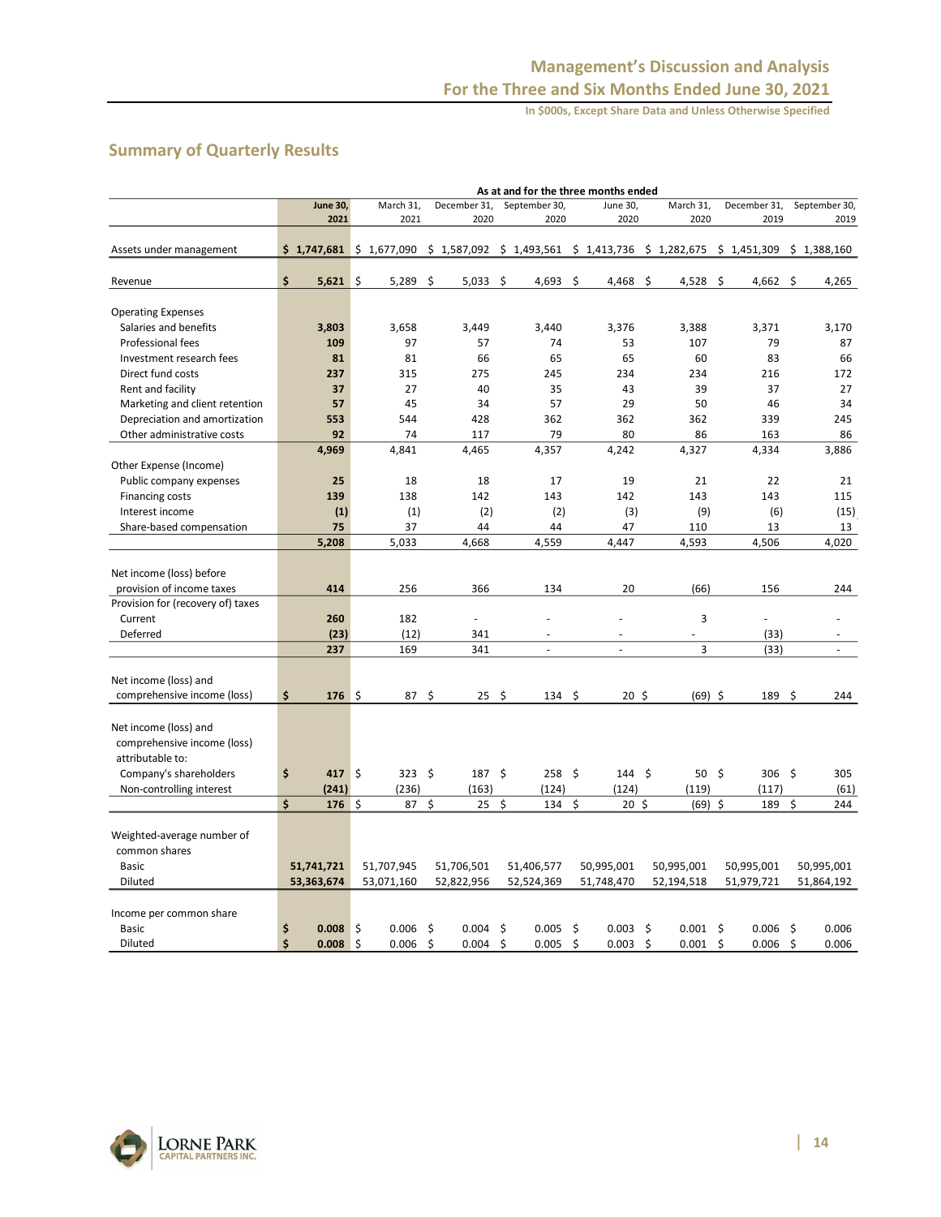## Summary of Quarterly Results

| | As at and for the three months ended | | | | | | | |
|---|---|---|---|---|---|---|---|---|
| | **June 30, 2021** | March 31, 2021 | December 31, 2020 | September 30, 2020 | June 30, 2020 | March 31, 2020 | December 31, 2019 | September 30, 2019 |
| Assets under management | **$ 1,747,681** | $ 1,677,090 | $ 1,587,092 | $ 1,493,561 | $ 1,413,736 | $ 1,282,675 | $ 1,451,309 | $ 1,388,160 |
| Revenue | **$ 5,621** | $ 5,289 | $ 5,033 | $ 4,693 | $ 4,468 | $ 4,528 | $ 4,662 | $ 4,265 |
| Operating Expenses | | | | | | | | |
| Salaries and benefits | **3,803** | 3,658 | 3,449 | 3,440 | 3,376 | 3,388 | 3,371 | 3,170 |
| Professional fees | **109** | 97 | 57 | 74 | 53 | 107 | 79 | 87 |
| Investment research fees | **81** | 81 | 66 | 65 | 65 | 60 | 83 | 66 |
| Direct fund costs | **237** | 315 | 275 | 245 | 234 | 234 | 216 | 172 |
| Rent and facility | **37** | 27 | 40 | 35 | 43 | 39 | 37 | 27 |
| Marketing and client retention | **57** | 45 | 34 | 57 | 29 | 50 | 46 | 34 |
| Depreciation and amortization | **553** | 544 | 428 | 362 | 362 | 362 | 339 | 245 |
| Other administrative costs | **92** | 74 | 117 | 79 | 80 | 86 | 163 | 86 |
| | **4,969** | 4,841 | 4,465 | 4,357 | 4,242 | 4,327 | 4,334 | 3,886 |
| Other Expense (Income) | | | | | | | | |
| Public company expenses | **25** | 18 | 18 | 17 | 19 | 21 | 22 | 21 |
| Financing costs | **139** | 138 | 142 | 143 | 142 | 143 | 143 | 115 |
| Interest income | **(1)** | (1) | (2) | (2) | (3) | (9) | (6) | (15) |
| Share-based compensation | **75** | 37 | 44 | 44 | 47 | 110 | 13 | 13 |
| | **5,208** | 5,033 | 4,668 | 4,559 | 4,447 | 4,593 | 4,506 | 4,020 |
| Net income (loss) before provision of income taxes | **414** | 256 | 366 | 134 | 20 | (66) | 156 | 244 |
| Provision for (recovery of) taxes | | | | | | | | |
| Current | **260** | 182 | - | - | - | 3 | - | - |
| Deferred | **(23)** | (12) | 341 | - | - | - | (33) | - |
| | **237** | 169 | 341 | - | - | 3 | (33) | - |
| Net income (loss) and comprehensive income (loss) | **$ 176** | $ 87 | $ 25 | $ 134 | $ 20 | $ (69) | $ 189 | $ 244 |
| Net income (loss) and comprehensive income (loss) attributable to: | | | | | | | | |
| Company's shareholders | **$ 417** | $ 323 | $ 187 | $ 258 | $ 144 | $ 50 | $ 306 | $ 305 |
| Non-controlling interest | **(241)** | (236) | (163) | (124) | (124) | (119) | (117) | (61) |
| | **$ 176** | $ 87 | $ 25 | $ 134 | $ 20 | $ (69) | $ 189 | $ 244 |
| Weighted-average number of common shares | | | | | | | | |
| Basic | **51,741,721** | 51,707,945 | 51,706,501 | 51,406,577 | 50,995,001 | 50,995,001 | 50,995,001 | 50,995,001 |
| Diluted | **53,363,674** | 53,071,160 | 52,822,956 | 52,524,369 | 51,748,470 | 52,194,518 | 51,979,721 | 51,864,192 |
| Income per common share | | | | | | | | |
| Basic | **$ 0.008** | $ 0.006 | $ 0.004 | $ 0.005 | $ 0.003 | $ 0.001 | $ 0.006 | $ 0.006 |
| Diluted | **$ 0.008** | $ 0.006 | $ 0.004 | $ 0.005 | $ 0.003 | $ 0.001 | $ 0.006 | $ 0.006 |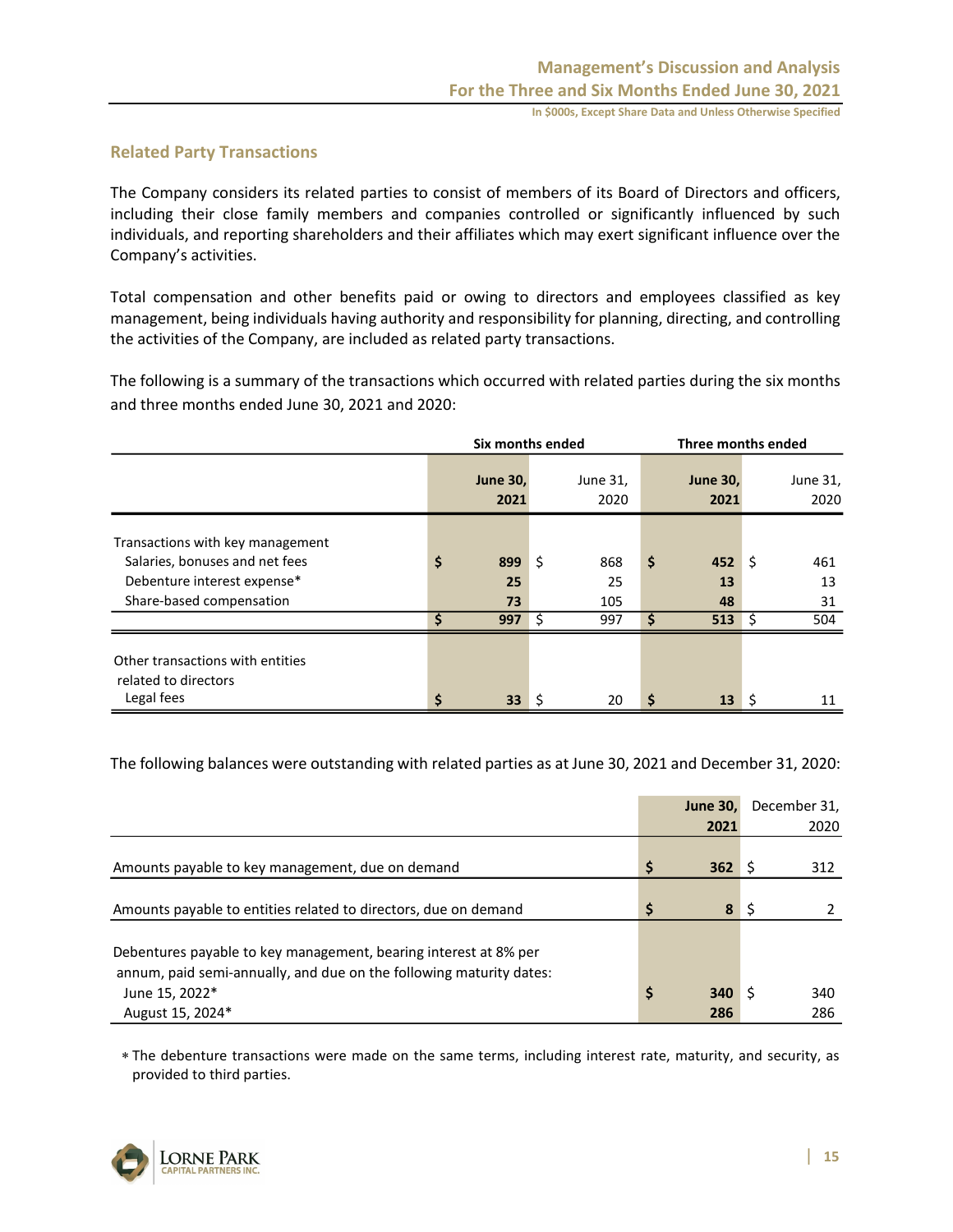## Related Party Transactions

The Company considers its related parties to consist of members of its Board of Directors and officers, including their close family members and companies controlled or significantly influenced by such individuals, and reporting shareholders and their affiliates which may exert significant influence over the Company's activities.

Total compensation and other benefits paid or owing to directors and employees classified as key management, being individuals having authority and responsibility for planning, directing, and controlling the activities of the Company, are included as related party transactions.

The following is a summary of the transactions which occurred with related parties during the six months and three months ended June 30, 2021 and 2020:

| | Six months ended | | Three months ended | |
|---|---|---|---|---|
| | **June 30, 2021** | June 31, 2020 | **June 30, 2021** | June 31, 2020 |
| Transactions with key management | | | | |
| Salaries, bonuses and net fees | **$ 899** | $ 868 | **$ 452** | $ 461 |
| Debenture interest expense* | **25** | 25 | **13** | 13 |
| Share-based compensation | **73** | 105 | **48** | 31 |
| | **$ 997** | $ 997 | **$ 513** | $ 504 |
| Other transactions with entities related to directors | | | | |
| Legal fees | **$ 33** | $ 20 | **$ 13** | $ 11 |

The following balances were outstanding with related parties as at June 30, 2021 and December 31, 2020:

| | **June 30, 2021** | December 31, 2020 |
|---|---|---|
| Amounts payable to key management, due on demand | **$ 362** | $ 312 |
| Amounts payable to entities related to directors, due on demand | **$ 8** | $ 2 |
| Debentures payable to key management, bearing interest at 8% per annum, paid semi-annually, and due on the following maturity dates: | | |
| June 15, 2022* | **$ 340** | $ 340 |
| August 15, 2024* | **286** | 286 |

* The debenture transactions were made on the same terms, including interest rate, maturity, and security, as provided to third parties.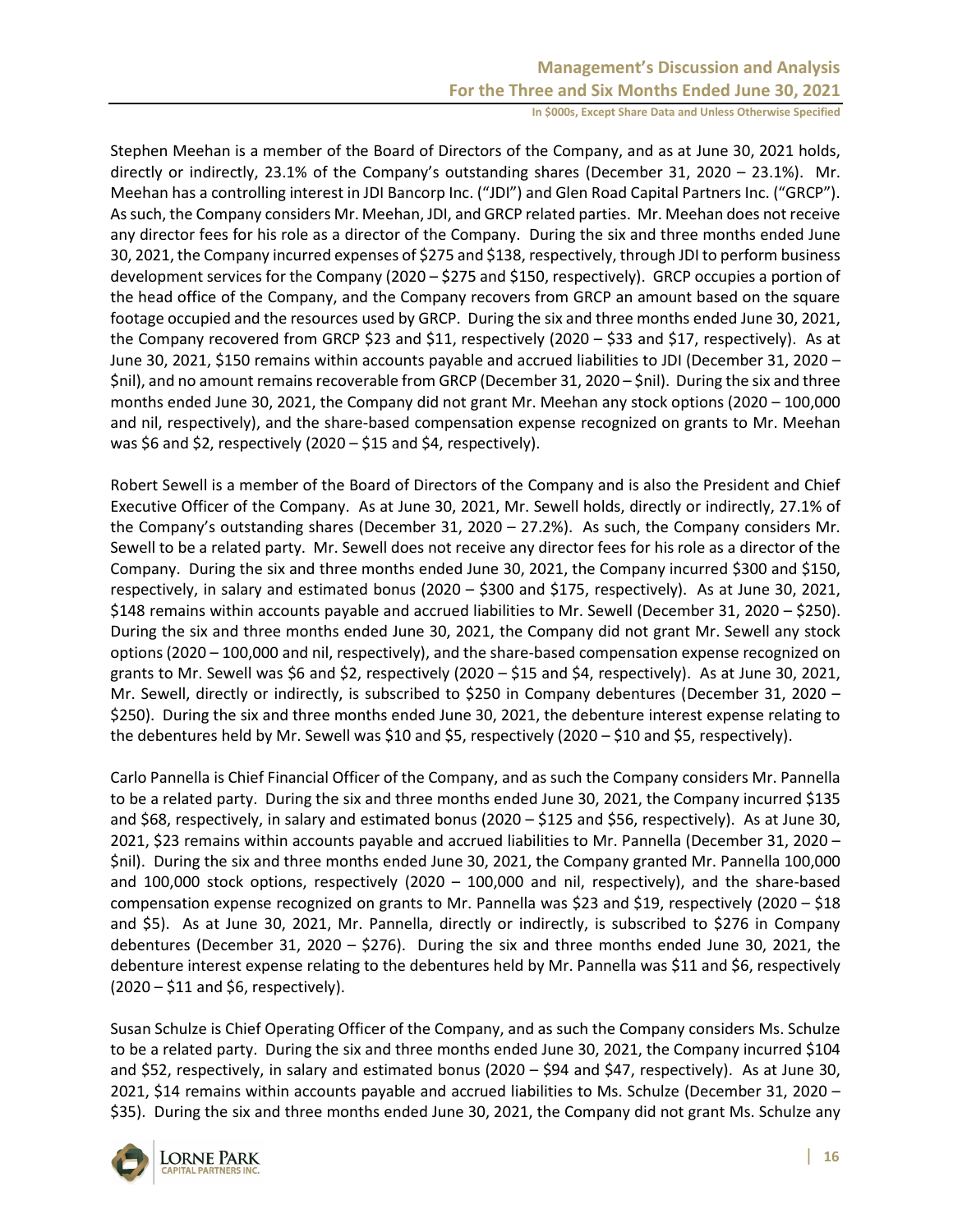Stephen Meehan is a member of the Board of Directors of the Company, and as at June 30, 2021 holds, directly or indirectly, 23.1% of the Company's outstanding shares (December 31, 2020 – 23.1%). Mr. Meehan has a controlling interest in JDI Bancorp Inc. ("JDI") and Glen Road Capital Partners Inc. ("GRCP"). As such, the Company considers Mr. Meehan, JDI, and GRCP related parties. Mr. Meehan does not receive any director fees for his role as a director of the Company. During the six and three months ended June 30, 2021, the Company incurred expenses of $275 and $138, respectively, through JDI to perform business development services for the Company (2020 – $275 and $150, respectively). GRCP occupies a portion of the head office of the Company, and the Company recovers from GRCP an amount based on the square footage occupied and the resources used by GRCP. During the six and three months ended June 30, 2021, the Company recovered from GRCP $23 and $11, respectively (2020 – $33 and $17, respectively). As at June 30, 2021, $150 remains within accounts payable and accrued liabilities to JDI (December 31, 2020 – $nil), and no amount remains recoverable from GRCP (December 31, 2020 – $nil). During the six and three months ended June 30, 2021, the Company did not grant Mr. Meehan any stock options (2020 – 100,000 and nil, respectively), and the share-based compensation expense recognized on grants to Mr. Meehan was $6 and $2, respectively (2020 – $15 and $4, respectively).

Robert Sewell is a member of the Board of Directors of the Company and is also the President and Chief Executive Officer of the Company. As at June 30, 2021, Mr. Sewell holds, directly or indirectly, 27.1% of the Company's outstanding shares (December 31, 2020 – 27.2%). As such, the Company considers Mr. Sewell to be a related party. Mr. Sewell does not receive any director fees for his role as a director of the Company. During the six and three months ended June 30, 2021, the Company incurred $300 and $150, respectively, in salary and estimated bonus (2020 – $300 and $175, respectively). As at June 30, 2021, $148 remains within accounts payable and accrued liabilities to Mr. Sewell (December 31, 2020 – $250). During the six and three months ended June 30, 2021, the Company did not grant Mr. Sewell any stock options (2020 – 100,000 and nil, respectively), and the share-based compensation expense recognized on grants to Mr. Sewell was $6 and $2, respectively (2020 – $15 and $4, respectively). As at June 30, 2021, Mr. Sewell, directly or indirectly, is subscribed to $250 in Company debentures (December 31, 2020 – $250). During the six and three months ended June 30, 2021, the debenture interest expense relating to the debentures held by Mr. Sewell was $10 and $5, respectively (2020 – $10 and $5, respectively).

Carlo Pannella is Chief Financial Officer of the Company, and as such the Company considers Mr. Pannella to be a related party. During the six and three months ended June 30, 2021, the Company incurred $135 and $68, respectively, in salary and estimated bonus (2020 – $125 and $56, respectively). As at June 30, 2021, $23 remains within accounts payable and accrued liabilities to Mr. Pannella (December 31, 2020 – $nil). During the six and three months ended June 30, 2021, the Company granted Mr. Pannella 100,000 and 100,000 stock options, respectively (2020 – 100,000 and nil, respectively), and the share-based compensation expense recognized on grants to Mr. Pannella was $23 and $19, respectively (2020 – $18 and $5). As at June 30, 2021, Mr. Pannella, directly or indirectly, is subscribed to $276 in Company debentures (December 31, 2020 – $276). During the six and three months ended June 30, 2021, the debenture interest expense relating to the debentures held by Mr. Pannella was $11 and $6, respectively (2020 – $11 and $6, respectively).

Susan Schulze is Chief Operating Officer of the Company, and as such the Company considers Ms. Schulze to be a related party. During the six and three months ended June 30, 2021, the Company incurred $104 and $52, respectively, in salary and estimated bonus (2020 – $94 and $47, respectively). As at June 30, 2021, $14 remains within accounts payable and accrued liabilities to Ms. Schulze (December 31, 2020 – $35). During the six and three months ended June 30, 2021, the Company did not grant Ms. Schulze any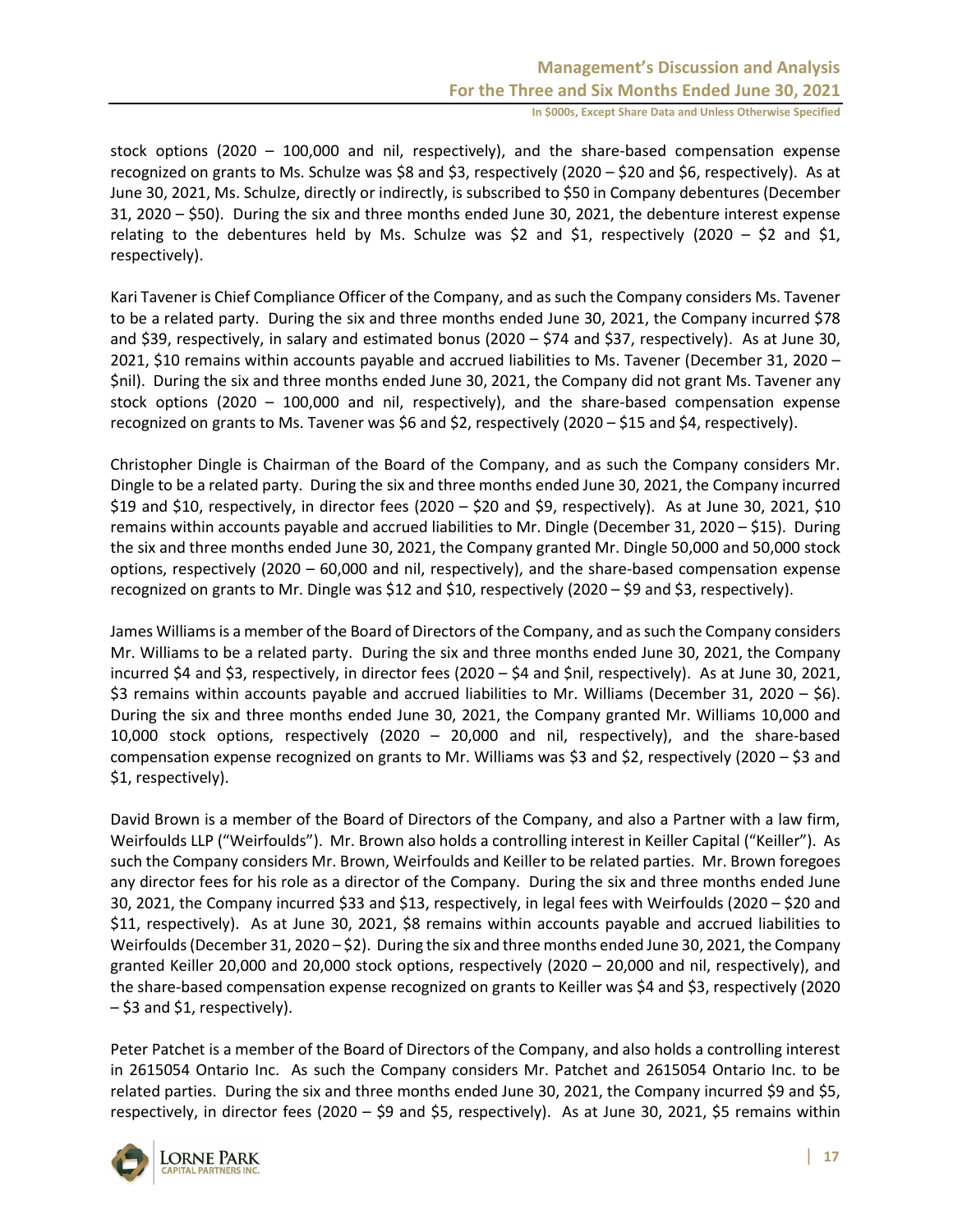stock options (2020 – 100,000 and nil, respectively), and the share-based compensation expense recognized on grants to Ms. Schulze was $8 and $3, respectively (2020 – $20 and $6, respectively). As at June 30, 2021, Ms. Schulze, directly or indirectly, is subscribed to $50 in Company debentures (December 31, 2020 – $50). During the six and three months ended June 30, 2021, the debenture interest expense relating to the debentures held by Ms. Schulze was $2 and $1, respectively (2020 – $2 and $1, respectively).

Kari Tavener is Chief Compliance Officer of the Company, and as such the Company considers Ms. Tavener to be a related party. During the six and three months ended June 30, 2021, the Company incurred $78 and $39, respectively, in salary and estimated bonus (2020 – $74 and $37, respectively). As at June 30, 2021, $10 remains within accounts payable and accrued liabilities to Ms. Tavener (December 31, 2020 – $nil). During the six and three months ended June 30, 2021, the Company did not grant Ms. Tavener any stock options (2020 – 100,000 and nil, respectively), and the share-based compensation expense recognized on grants to Ms. Tavener was $6 and $2, respectively (2020 – $15 and $4, respectively).

Christopher Dingle is Chairman of the Board of the Company, and as such the Company considers Mr. Dingle to be a related party. During the six and three months ended June 30, 2021, the Company incurred $19 and $10, respectively, in director fees (2020 – $20 and $9, respectively). As at June 30, 2021, $10 remains within accounts payable and accrued liabilities to Mr. Dingle (December 31, 2020 – $15). During the six and three months ended June 30, 2021, the Company granted Mr. Dingle 50,000 and 50,000 stock options, respectively (2020 – 60,000 and nil, respectively), and the share-based compensation expense recognized on grants to Mr. Dingle was $12 and $10, respectively (2020 – $9 and $3, respectively).

James Williams is a member of the Board of Directors of the Company, and as such the Company considers Mr. Williams to be a related party. During the six and three months ended June 30, 2021, the Company incurred $4 and $3, respectively, in director fees (2020 – $4 and $nil, respectively). As at June 30, 2021, $3 remains within accounts payable and accrued liabilities to Mr. Williams (December 31, 2020 – $6). During the six and three months ended June 30, 2021, the Company granted Mr. Williams 10,000 and 10,000 stock options, respectively (2020 – 20,000 and nil, respectively), and the share-based compensation expense recognized on grants to Mr. Williams was $3 and $2, respectively (2020 – $3 and $1, respectively).

David Brown is a member of the Board of Directors of the Company, and also a Partner with a law firm, Weirfoulds LLP ("Weirfoulds"). Mr. Brown also holds a controlling interest in Keiller Capital ("Keiller"). As such the Company considers Mr. Brown, Weirfoulds and Keiller to be related parties. Mr. Brown foregoes any director fees for his role as a director of the Company. During the six and three months ended June 30, 2021, the Company incurred $33 and $13, respectively, in legal fees with Weirfoulds (2020 – $20 and $11, respectively). As at June 30, 2021, $8 remains within accounts payable and accrued liabilities to Weirfoulds (December 31, 2020 – $2). During the six and three months ended June 30, 2021, the Company granted Keiller 20,000 and 20,000 stock options, respectively (2020 – 20,000 and nil, respectively), and the share-based compensation expense recognized on grants to Keiller was $4 and $3, respectively (2020 – $3 and $1, respectively).

Peter Patchet is a member of the Board of Directors of the Company, and also holds a controlling interest in 2615054 Ontario Inc. As such the Company considers Mr. Patchet and 2615054 Ontario Inc. to be related parties. During the six and three months ended June 30, 2021, the Company incurred $9 and $5, respectively, in director fees (2020 – $9 and $5, respectively). As at June 30, 2021, $5 remains within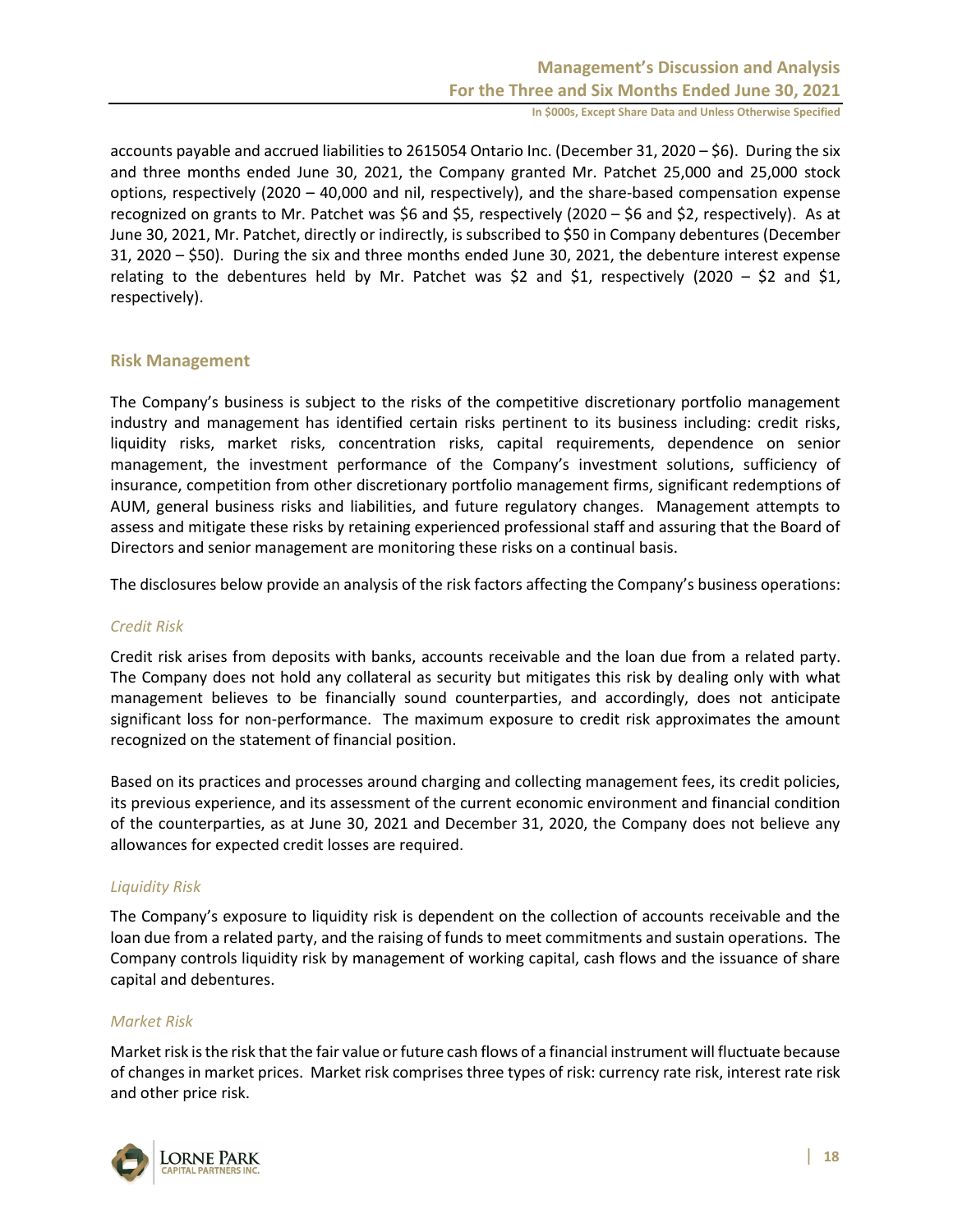accounts payable and accrued liabilities to 2615054 Ontario Inc. (December 31, 2020 – $6). During the six and three months ended June 30, 2021, the Company granted Mr. Patchet 25,000 and 25,000 stock options, respectively (2020 – 40,000 and nil, respectively), and the share-based compensation expense recognized on grants to Mr. Patchet was $6 and $5, respectively (2020 – $6 and $2, respectively). As at June 30, 2021, Mr. Patchet, directly or indirectly, is subscribed to $50 in Company debentures (December 31, 2020 – $50). During the six and three months ended June 30, 2021, the debenture interest expense relating to the debentures held by Mr. Patchet was $2 and $1, respectively (2020 – $2 and $1, respectively).

## Risk Management

The Company's business is subject to the risks of the competitive discretionary portfolio management industry and management has identified certain risks pertinent to its business including: credit risks, liquidity risks, market risks, concentration risks, capital requirements, dependence on senior management, the investment performance of the Company's investment solutions, sufficiency of insurance, competition from other discretionary portfolio management firms, significant redemptions of AUM, general business risks and liabilities, and future regulatory changes. Management attempts to assess and mitigate these risks by retaining experienced professional staff and assuring that the Board of Directors and senior management are monitoring these risks on a continual basis.

The disclosures below provide an analysis of the risk factors affecting the Company's business operations:

### *Credit Risk*

Credit risk arises from deposits with banks, accounts receivable and the loan due from a related party. The Company does not hold any collateral as security but mitigates this risk by dealing only with what management believes to be financially sound counterparties, and accordingly, does not anticipate significant loss for non-performance. The maximum exposure to credit risk approximates the amount recognized on the statement of financial position.

Based on its practices and processes around charging and collecting management fees, its credit policies, its previous experience, and its assessment of the current economic environment and financial condition of the counterparties, as at June 30, 2021 and December 31, 2020, the Company does not believe any allowances for expected credit losses are required.

### *Liquidity Risk*

The Company's exposure to liquidity risk is dependent on the collection of accounts receivable and the loan due from a related party, and the raising of funds to meet commitments and sustain operations. The Company controls liquidity risk by management of working capital, cash flows and the issuance of share capital and debentures.

### *Market Risk*

Market risk is the risk that the fair value or future cash flows of a financial instrument will fluctuate because of changes in market prices. Market risk comprises three types of risk: currency rate risk, interest rate risk and other price risk.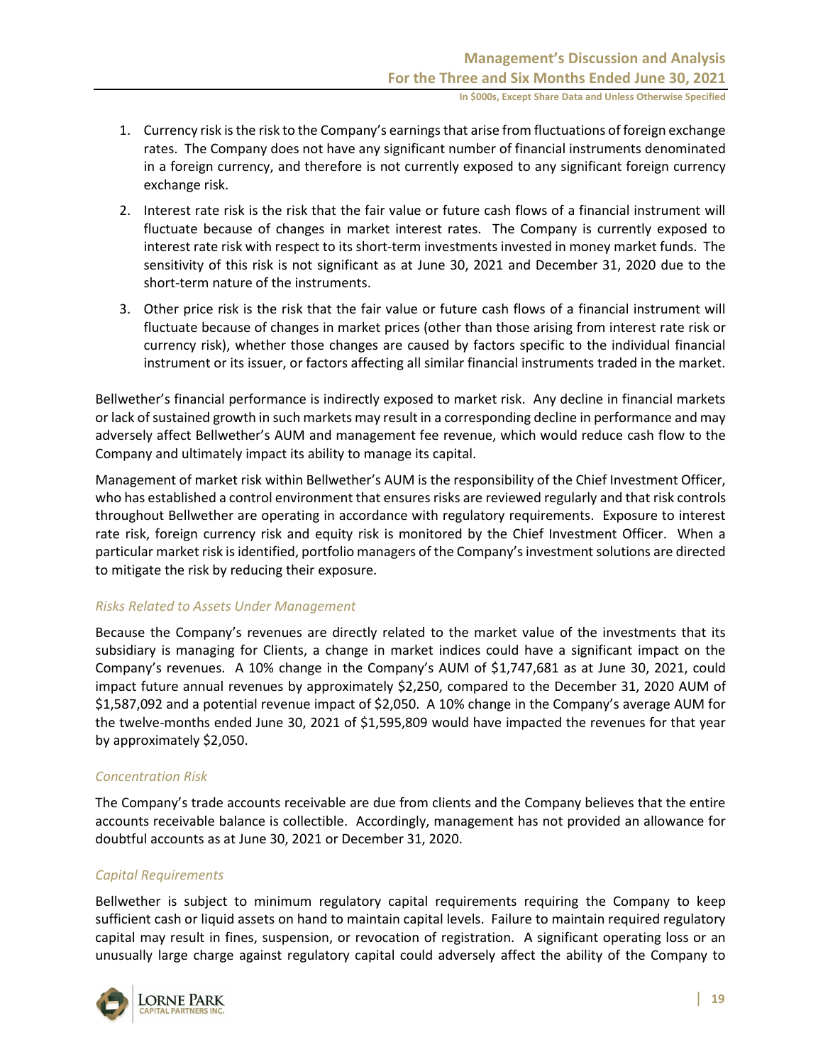1. Currency risk is the risk to the Company's earnings that arise from fluctuations of foreign exchange rates. The Company does not have any significant number of financial instruments denominated in a foreign currency, and therefore is not currently exposed to any significant foreign currency exchange risk.
2. Interest rate risk is the risk that the fair value or future cash flows of a financial instrument will fluctuate because of changes in market interest rates. The Company is currently exposed to interest rate risk with respect to its short-term investments invested in money market funds. The sensitivity of this risk is not significant as at June 30, 2021 and December 31, 2020 due to the short-term nature of the instruments.
3. Other price risk is the risk that the fair value or future cash flows of a financial instrument will fluctuate because of changes in market prices (other than those arising from interest rate risk or currency risk), whether those changes are caused by factors specific to the individual financial instrument or its issuer, or factors affecting all similar financial instruments traded in the market.

Bellwether's financial performance is indirectly exposed to market risk. Any decline in financial markets or lack of sustained growth in such markets may result in a corresponding decline in performance and may adversely affect Bellwether's AUM and management fee revenue, which would reduce cash flow to the Company and ultimately impact its ability to manage its capital.

Management of market risk within Bellwether's AUM is the responsibility of the Chief Investment Officer, who has established a control environment that ensures risks are reviewed regularly and that risk controls throughout Bellwether are operating in accordance with regulatory requirements. Exposure to interest rate risk, foreign currency risk and equity risk is monitored by the Chief Investment Officer. When a particular market risk is identified, portfolio managers of the Company's investment solutions are directed to mitigate the risk by reducing their exposure.

*Risks Related to Assets Under Management*

Because the Company's revenues are directly related to the market value of the investments that its subsidiary is managing for Clients, a change in market indices could have a significant impact on the Company's revenues. A 10% change in the Company's AUM of $1,747,681 as at June 30, 2021, could impact future annual revenues by approximately $2,250, compared to the December 31, 2020 AUM of $1,587,092 and a potential revenue impact of $2,050. A 10% change in the Company's average AUM for the twelve-months ended June 30, 2021 of $1,595,809 would have impacted the revenues for that year by approximately $2,050.

*Concentration Risk*

The Company's trade accounts receivable are due from clients and the Company believes that the entire accounts receivable balance is collectible. Accordingly, management has not provided an allowance for doubtful accounts as at June 30, 2021 or December 31, 2020.

*Capital Requirements*

Bellwether is subject to minimum regulatory capital requirements requiring the Company to keep sufficient cash or liquid assets on hand to maintain capital levels. Failure to maintain required regulatory capital may result in fines, suspension, or revocation of registration. A significant operating loss or an unusually large charge against regulatory capital could adversely affect the ability of the Company to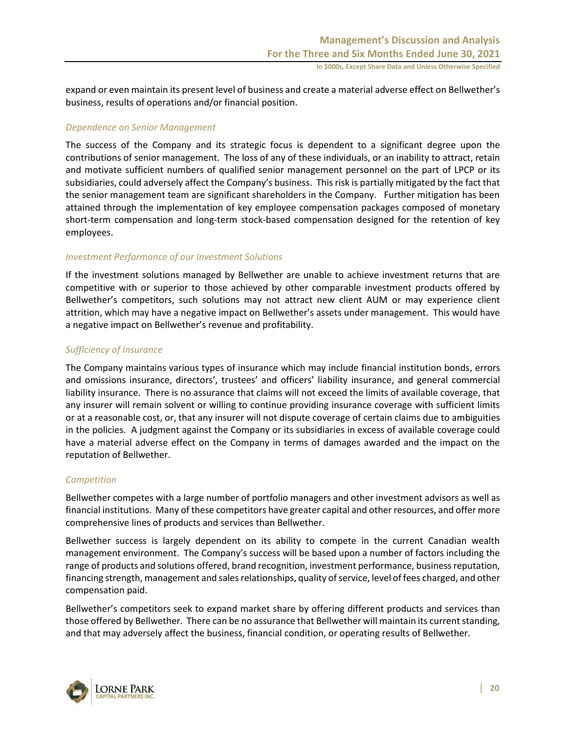expand or even maintain its present level of business and create a material adverse effect on Bellwether's business, results of operations and/or financial position.

*Dependence on Senior Management*

The success of the Company and its strategic focus is dependent to a significant degree upon the contributions of senior management. The loss of any of these individuals, or an inability to attract, retain and motivate sufficient numbers of qualified senior management personnel on the part of LPCP or its subsidiaries, could adversely affect the Company's business. This risk is partially mitigated by the fact that the senior management team are significant shareholders in the Company. Further mitigation has been attained through the implementation of key employee compensation packages composed of monetary short-term compensation and long-term stock-based compensation designed for the retention of key employees.

*Investment Performance of our Investment Solutions*

If the investment solutions managed by Bellwether are unable to achieve investment returns that are competitive with or superior to those achieved by other comparable investment products offered by Bellwether's competitors, such solutions may not attract new client AUM or may experience client attrition, which may have a negative impact on Bellwether's assets under management. This would have a negative impact on Bellwether's revenue and profitability.

*Sufficiency of Insurance*

The Company maintains various types of insurance which may include financial institution bonds, errors and omissions insurance, directors', trustees' and officers' liability insurance, and general commercial liability insurance. There is no assurance that claims will not exceed the limits of available coverage, that any insurer will remain solvent or willing to continue providing insurance coverage with sufficient limits or at a reasonable cost, or, that any insurer will not dispute coverage of certain claims due to ambiguities in the policies. A judgment against the Company or its subsidiaries in excess of available coverage could have a material adverse effect on the Company in terms of damages awarded and the impact on the reputation of Bellwether.

*Competition*

Bellwether competes with a large number of portfolio managers and other investment advisors as well as financial institutions. Many of these competitors have greater capital and other resources, and offer more comprehensive lines of products and services than Bellwether.

Bellwether success is largely dependent on its ability to compete in the current Canadian wealth management environment. The Company's success will be based upon a number of factors including the range of products and solutions offered, brand recognition, investment performance, business reputation, financing strength, management and sales relationships, quality of service, level of fees charged, and other compensation paid.

Bellwether's competitors seek to expand market share by offering different products and services than those offered by Bellwether. There can be no assurance that Bellwether will maintain its current standing, and that may adversely affect the business, financial condition, or operating results of Bellwether.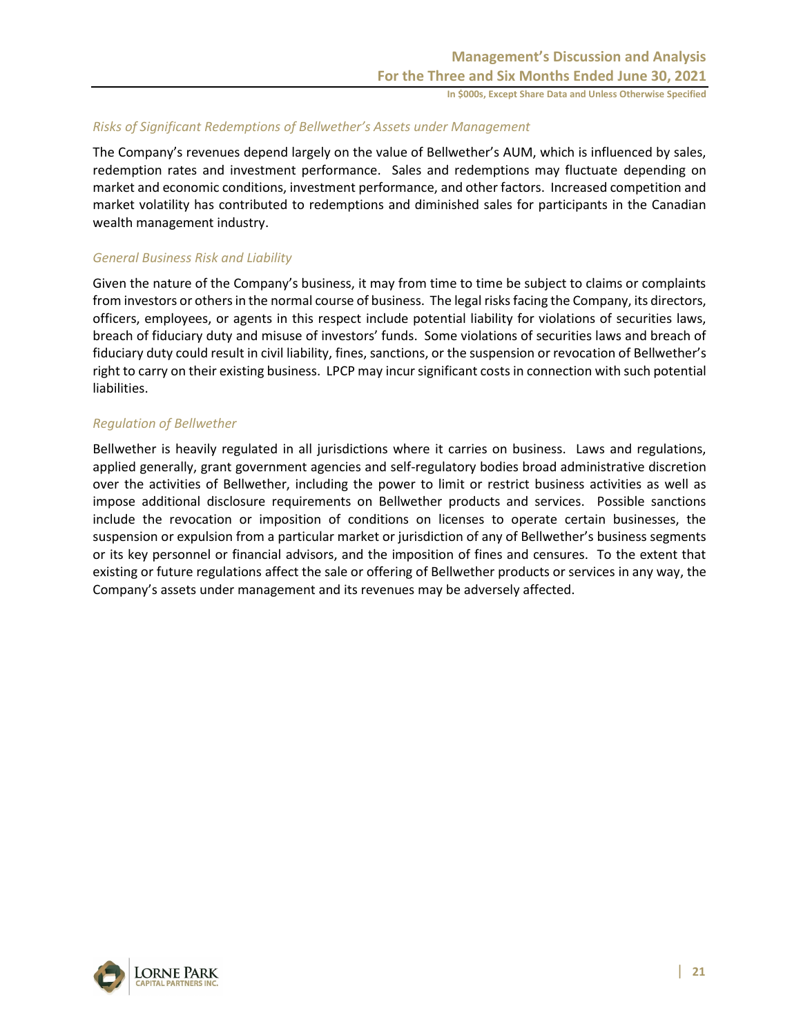*Risks of Significant Redemptions of Bellwether's Assets under Management*

The Company's revenues depend largely on the value of Bellwether's AUM, which is influenced by sales, redemption rates and investment performance. Sales and redemptions may fluctuate depending on market and economic conditions, investment performance, and other factors. Increased competition and market volatility has contributed to redemptions and diminished sales for participants in the Canadian wealth management industry.

*General Business Risk and Liability*

Given the nature of the Company's business, it may from time to time be subject to claims or complaints from investors or others in the normal course of business. The legal risks facing the Company, its directors, officers, employees, or agents in this respect include potential liability for violations of securities laws, breach of fiduciary duty and misuse of investors' funds. Some violations of securities laws and breach of fiduciary duty could result in civil liability, fines, sanctions, or the suspension or revocation of Bellwether's right to carry on their existing business. LPCP may incur significant costs in connection with such potential liabilities.

*Regulation of Bellwether*

Bellwether is heavily regulated in all jurisdictions where it carries on business. Laws and regulations, applied generally, grant government agencies and self-regulatory bodies broad administrative discretion over the activities of Bellwether, including the power to limit or restrict business activities as well as impose additional disclosure requirements on Bellwether products and services. Possible sanctions include the revocation or imposition of conditions on licenses to operate certain businesses, the suspension or expulsion from a particular market or jurisdiction of any of Bellwether's business segments or its key personnel or financial advisors, and the imposition of fines and censures. To the extent that existing or future regulations affect the sale or offering of Bellwether products or services in any way, the Company's assets under management and its revenues may be adversely affected.